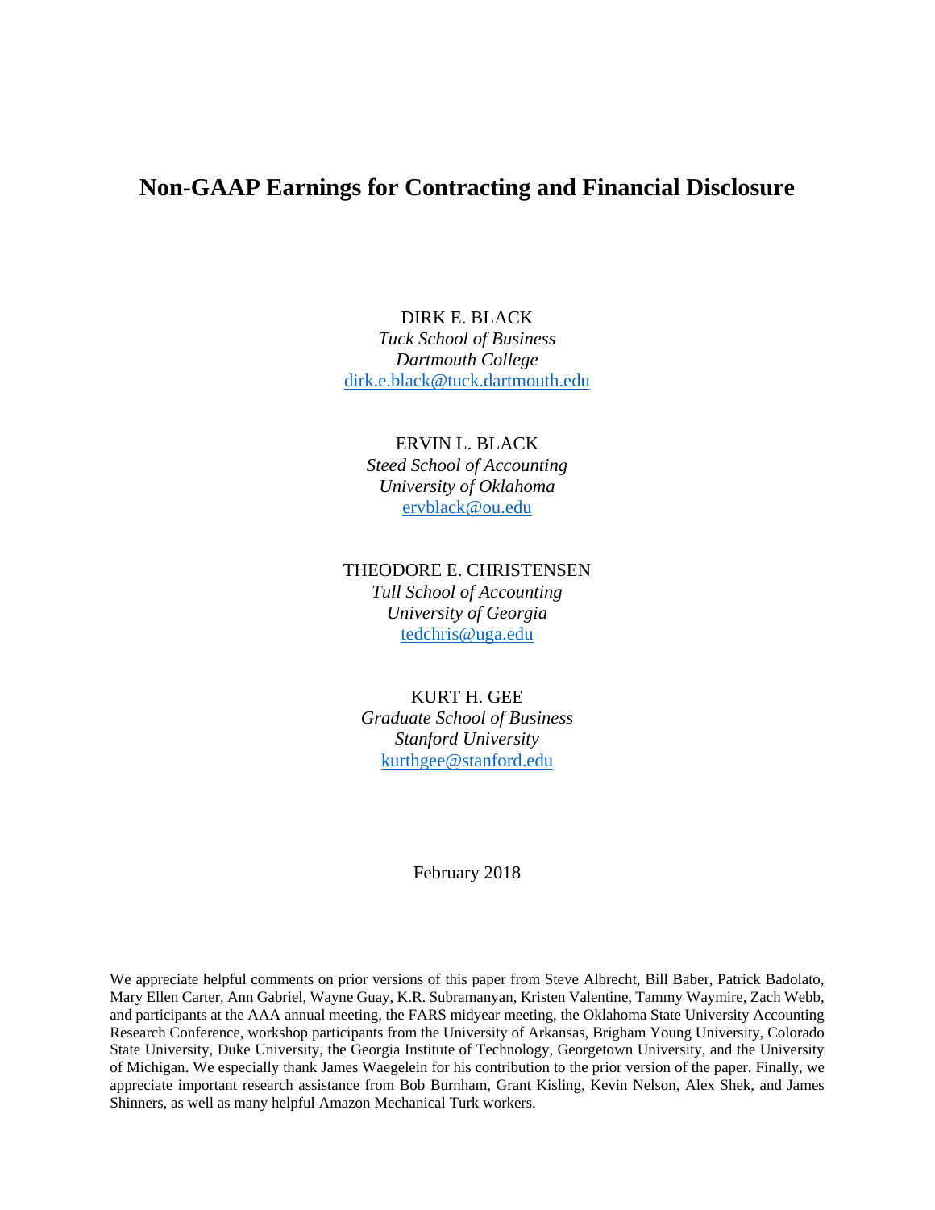# Non-GAAP Earnings for Contracting and Financial Disclosure

DIRK E. BLACK
*Tuck School of Business*
*Dartmouth College*
dirk.e.black@tuck.dartmouth.edu

ERVIN L. BLACK
*Steed School of Accounting*
*University of Oklahoma*
ervblack@ou.edu

THEODORE E. CHRISTENSEN
*Tull School of Accounting*
*University of Georgia*
tedchris@uga.edu

KURT H. GEE
*Graduate School of Business*
*Stanford University*
kurthgee@stanford.edu

February 2018

We appreciate helpful comments on prior versions of this paper from Steve Albrecht, Bill Baber, Patrick Badolato, Mary Ellen Carter, Ann Gabriel, Wayne Guay, K.R. Subramanyan, Kristen Valentine, Tammy Waymire, Zach Webb, and participants at the AAA annual meeting, the FARS midyear meeting, the Oklahoma State University Accounting Research Conference, workshop participants from the University of Arkansas, Brigham Young University, Colorado State University, Duke University, the Georgia Institute of Technology, Georgetown University, and the University of Michigan. We especially thank James Waegelein for his contribution to the prior version of the paper. Finally, we appreciate important research assistance from Bob Burnham, Grant Kisling, Kevin Nelson, Alex Shek, and James Shinners, as well as many helpful Amazon Mechanical Turk workers.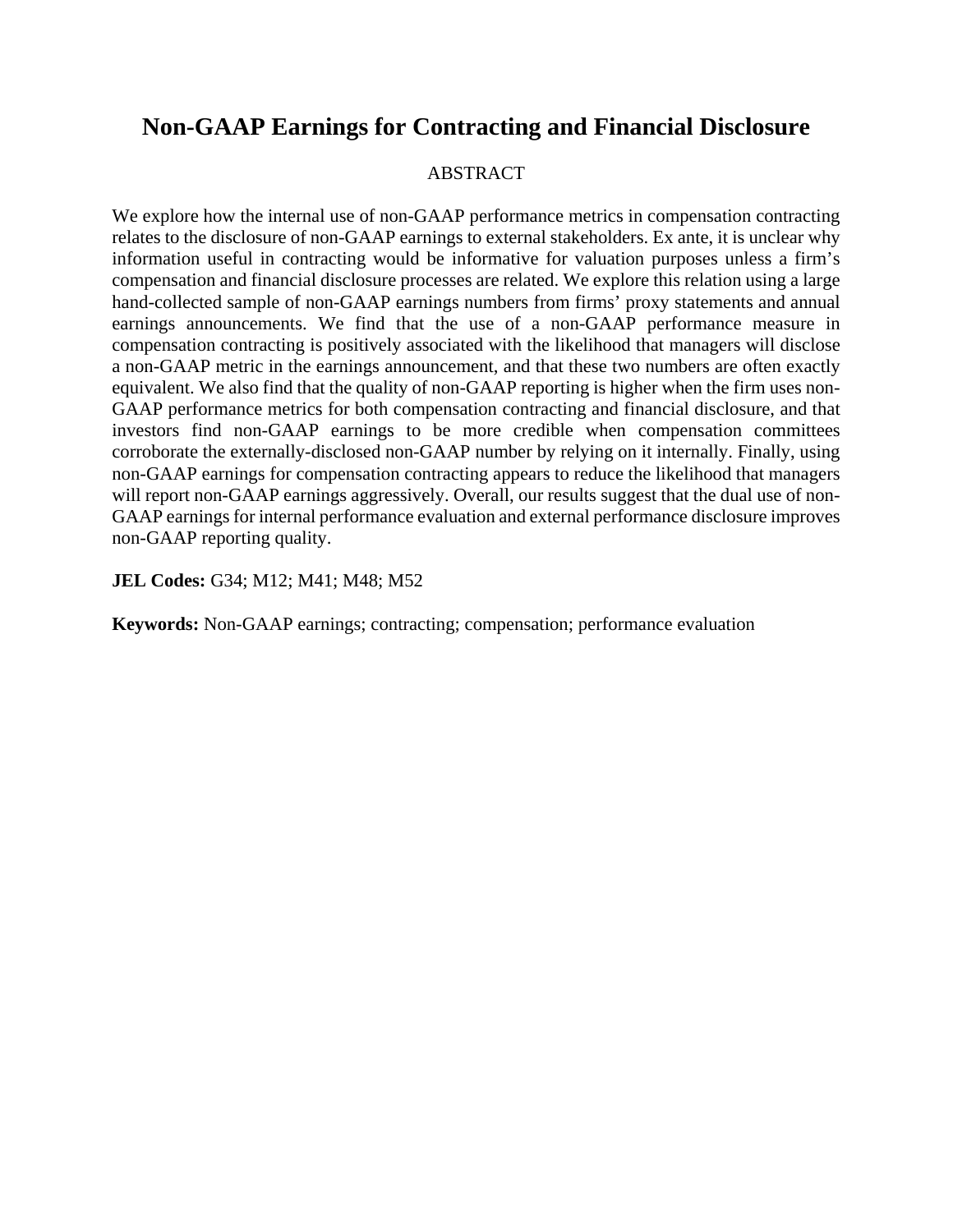# Non-GAAP Earnings for Contracting and Financial Disclosure

ABSTRACT

We explore how the internal use of non-GAAP performance metrics in compensation contracting relates to the disclosure of non-GAAP earnings to external stakeholders. Ex ante, it is unclear why information useful in contracting would be informative for valuation purposes unless a firm's compensation and financial disclosure processes are related. We explore this relation using a large hand-collected sample of non-GAAP earnings numbers from firms' proxy statements and annual earnings announcements. We find that the use of a non-GAAP performance measure in compensation contracting is positively associated with the likelihood that managers will disclose a non-GAAP metric in the earnings announcement, and that these two numbers are often exactly equivalent. We also find that the quality of non-GAAP reporting is higher when the firm uses non-GAAP performance metrics for both compensation contracting and financial disclosure, and that investors find non-GAAP earnings to be more credible when compensation committees corroborate the externally-disclosed non-GAAP number by relying on it internally. Finally, using non-GAAP earnings for compensation contracting appears to reduce the likelihood that managers will report non-GAAP earnings aggressively. Overall, our results suggest that the dual use of non-GAAP earnings for internal performance evaluation and external performance disclosure improves non-GAAP reporting quality.

**JEL Codes:** G34; M12; M41; M48; M52

**Keywords:** Non-GAAP earnings; contracting; compensation; performance evaluation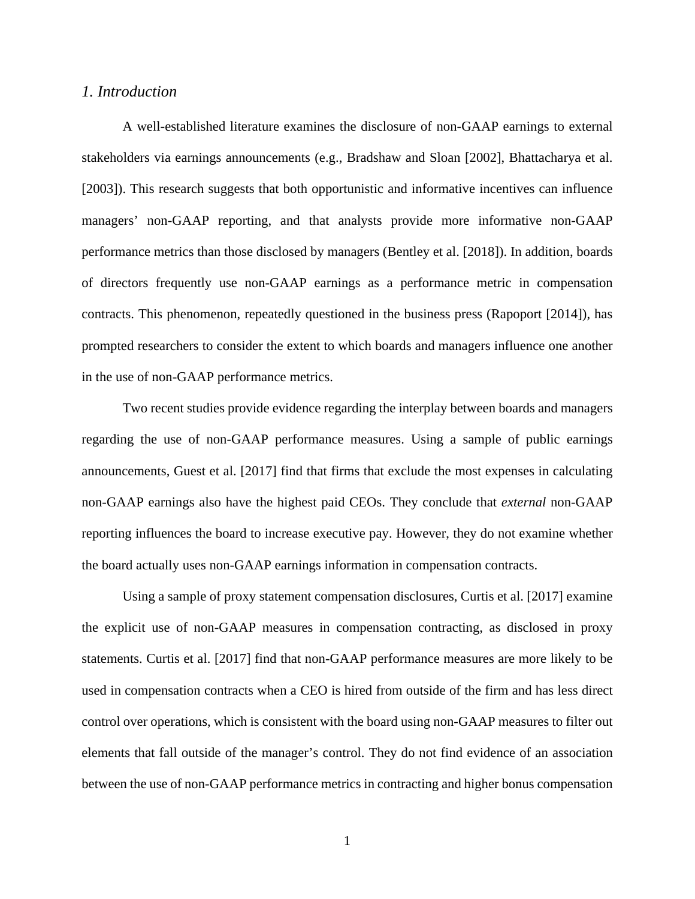## *1. Introduction*

A well-established literature examines the disclosure of non-GAAP earnings to external stakeholders via earnings announcements (e.g., Bradshaw and Sloan [2002], Bhattacharya et al. [2003]). This research suggests that both opportunistic and informative incentives can influence managers' non-GAAP reporting, and that analysts provide more informative non-GAAP performance metrics than those disclosed by managers (Bentley et al. [2018]). In addition, boards of directors frequently use non-GAAP earnings as a performance metric in compensation contracts. This phenomenon, repeatedly questioned in the business press (Rapoport [2014]), has prompted researchers to consider the extent to which boards and managers influence one another in the use of non-GAAP performance metrics.

Two recent studies provide evidence regarding the interplay between boards and managers regarding the use of non-GAAP performance measures. Using a sample of public earnings announcements, Guest et al. [2017] find that firms that exclude the most expenses in calculating non-GAAP earnings also have the highest paid CEOs. They conclude that *external* non-GAAP reporting influences the board to increase executive pay. However, they do not examine whether the board actually uses non-GAAP earnings information in compensation contracts.

Using a sample of proxy statement compensation disclosures, Curtis et al. [2017] examine the explicit use of non-GAAP measures in compensation contracting, as disclosed in proxy statements. Curtis et al. [2017] find that non-GAAP performance measures are more likely to be used in compensation contracts when a CEO is hired from outside of the firm and has less direct control over operations, which is consistent with the board using non-GAAP measures to filter out elements that fall outside of the manager's control. They do not find evidence of an association between the use of non-GAAP performance metrics in contracting and higher bonus compensation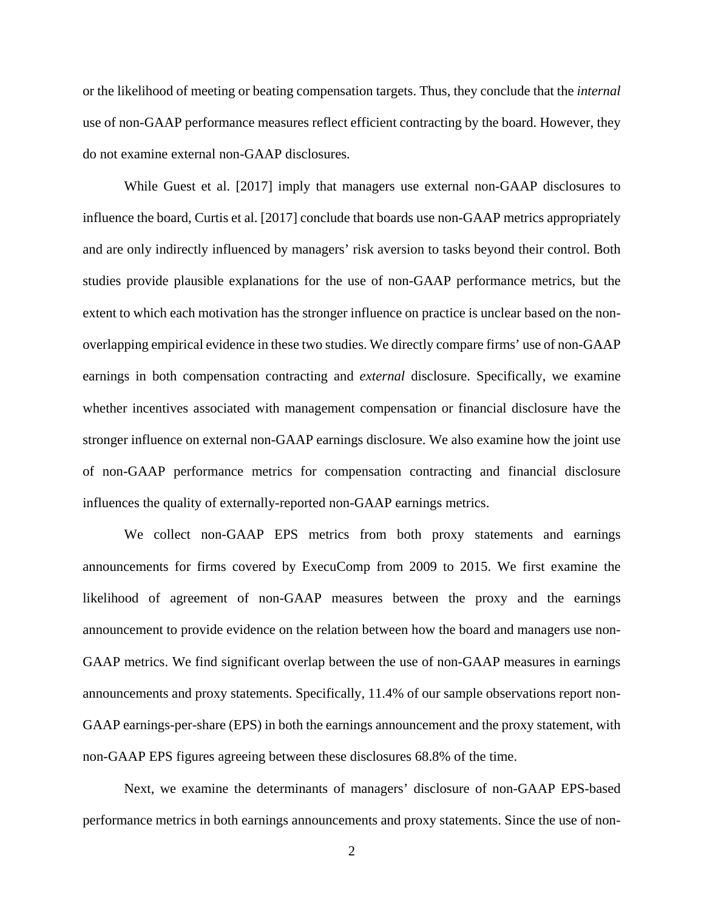or the likelihood of meeting or beating compensation targets. Thus, they conclude that the *internal* use of non-GAAP performance measures reflect efficient contracting by the board. However, they do not examine external non-GAAP disclosures.

While Guest et al. [2017] imply that managers use external non-GAAP disclosures to influence the board, Curtis et al. [2017] conclude that boards use non-GAAP metrics appropriately and are only indirectly influenced by managers' risk aversion to tasks beyond their control. Both studies provide plausible explanations for the use of non-GAAP performance metrics, but the extent to which each motivation has the stronger influence on practice is unclear based on the non-overlapping empirical evidence in these two studies. We directly compare firms' use of non-GAAP earnings in both compensation contracting and *external* disclosure. Specifically, we examine whether incentives associated with management compensation or financial disclosure have the stronger influence on external non-GAAP earnings disclosure. We also examine how the joint use of non-GAAP performance metrics for compensation contracting and financial disclosure influences the quality of externally-reported non-GAAP earnings metrics.

We collect non-GAAP EPS metrics from both proxy statements and earnings announcements for firms covered by ExecuComp from 2009 to 2015. We first examine the likelihood of agreement of non-GAAP measures between the proxy and the earnings announcement to provide evidence on the relation between how the board and managers use non-GAAP metrics. We find significant overlap between the use of non-GAAP measures in earnings announcements and proxy statements. Specifically, 11.4% of our sample observations report non-GAAP earnings-per-share (EPS) in both the earnings announcement and the proxy statement, with non-GAAP EPS figures agreeing between these disclosures 68.8% of the time.

Next, we examine the determinants of managers' disclosure of non-GAAP EPS-based performance metrics in both earnings announcements and proxy statements. Since the use of non-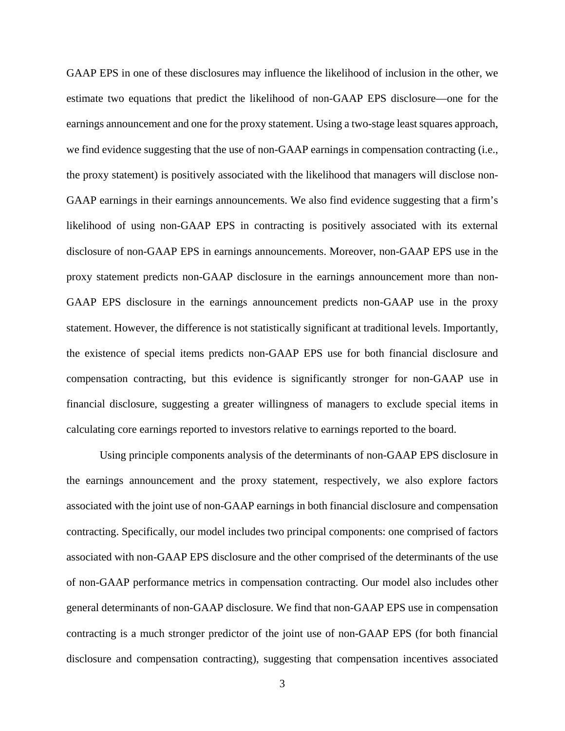GAAP EPS in one of these disclosures may influence the likelihood of inclusion in the other, we estimate two equations that predict the likelihood of non-GAAP EPS disclosure—one for the earnings announcement and one for the proxy statement. Using a two-stage least squares approach, we find evidence suggesting that the use of non-GAAP earnings in compensation contracting (i.e., the proxy statement) is positively associated with the likelihood that managers will disclose non-GAAP earnings in their earnings announcements. We also find evidence suggesting that a firm's likelihood of using non-GAAP EPS in contracting is positively associated with its external disclosure of non-GAAP EPS in earnings announcements. Moreover, non-GAAP EPS use in the proxy statement predicts non-GAAP disclosure in the earnings announcement more than non-GAAP EPS disclosure in the earnings announcement predicts non-GAAP use in the proxy statement. However, the difference is not statistically significant at traditional levels. Importantly, the existence of special items predicts non-GAAP EPS use for both financial disclosure and compensation contracting, but this evidence is significantly stronger for non-GAAP use in financial disclosure, suggesting a greater willingness of managers to exclude special items in calculating core earnings reported to investors relative to earnings reported to the board.

Using principle components analysis of the determinants of non-GAAP EPS disclosure in the earnings announcement and the proxy statement, respectively, we also explore factors associated with the joint use of non-GAAP earnings in both financial disclosure and compensation contracting. Specifically, our model includes two principal components: one comprised of factors associated with non-GAAP EPS disclosure and the other comprised of the determinants of the use of non-GAAP performance metrics in compensation contracting. Our model also includes other general determinants of non-GAAP disclosure. We find that non-GAAP EPS use in compensation contracting is a much stronger predictor of the joint use of non-GAAP EPS (for both financial disclosure and compensation contracting), suggesting that compensation incentives associated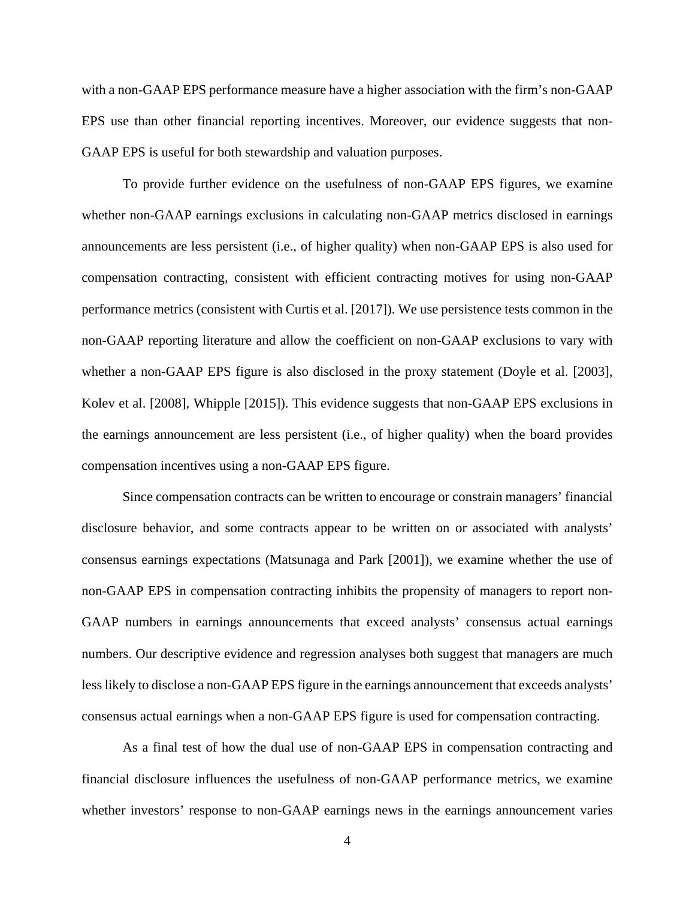with a non-GAAP EPS performance measure have a higher association with the firm's non-GAAP EPS use than other financial reporting incentives. Moreover, our evidence suggests that non-GAAP EPS is useful for both stewardship and valuation purposes.

To provide further evidence on the usefulness of non-GAAP EPS figures, we examine whether non-GAAP earnings exclusions in calculating non-GAAP metrics disclosed in earnings announcements are less persistent (i.e., of higher quality) when non-GAAP EPS is also used for compensation contracting, consistent with efficient contracting motives for using non-GAAP performance metrics (consistent with Curtis et al. [2017]). We use persistence tests common in the non-GAAP reporting literature and allow the coefficient on non-GAAP exclusions to vary with whether a non-GAAP EPS figure is also disclosed in the proxy statement (Doyle et al. [2003], Kolev et al. [2008], Whipple [2015]). This evidence suggests that non-GAAP EPS exclusions in the earnings announcement are less persistent (i.e., of higher quality) when the board provides compensation incentives using a non-GAAP EPS figure.

Since compensation contracts can be written to encourage or constrain managers' financial disclosure behavior, and some contracts appear to be written on or associated with analysts' consensus earnings expectations (Matsunaga and Park [2001]), we examine whether the use of non-GAAP EPS in compensation contracting inhibits the propensity of managers to report non-GAAP numbers in earnings announcements that exceed analysts' consensus actual earnings numbers. Our descriptive evidence and regression analyses both suggest that managers are much less likely to disclose a non-GAAP EPS figure in the earnings announcement that exceeds analysts' consensus actual earnings when a non-GAAP EPS figure is used for compensation contracting.

As a final test of how the dual use of non-GAAP EPS in compensation contracting and financial disclosure influences the usefulness of non-GAAP performance metrics, we examine whether investors' response to non-GAAP earnings news in the earnings announcement varies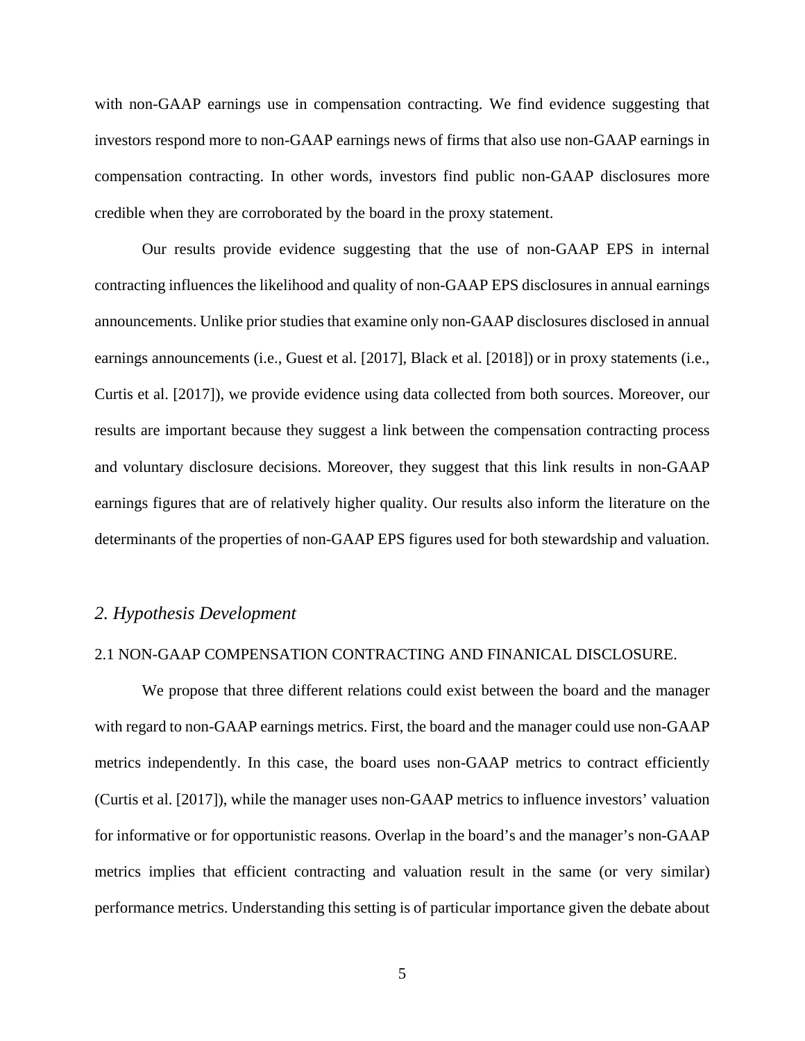with non-GAAP earnings use in compensation contracting. We find evidence suggesting that investors respond more to non-GAAP earnings news of firms that also use non-GAAP earnings in compensation contracting. In other words, investors find public non-GAAP disclosures more credible when they are corroborated by the board in the proxy statement.

Our results provide evidence suggesting that the use of non-GAAP EPS in internal contracting influences the likelihood and quality of non-GAAP EPS disclosures in annual earnings announcements. Unlike prior studies that examine only non-GAAP disclosures disclosed in annual earnings announcements (i.e., Guest et al. [2017], Black et al. [2018]) or in proxy statements (i.e., Curtis et al. [2017]), we provide evidence using data collected from both sources. Moreover, our results are important because they suggest a link between the compensation contracting process and voluntary disclosure decisions. Moreover, they suggest that this link results in non-GAAP earnings figures that are of relatively higher quality. Our results also inform the literature on the determinants of the properties of non-GAAP EPS figures used for both stewardship and valuation.

## *2. Hypothesis Development*

### 2.1 NON-GAAP COMPENSATION CONTRACTING AND FINANICAL DISCLOSURE.

We propose that three different relations could exist between the board and the manager with regard to non-GAAP earnings metrics. First, the board and the manager could use non-GAAP metrics independently. In this case, the board uses non-GAAP metrics to contract efficiently (Curtis et al. [2017]), while the manager uses non-GAAP metrics to influence investors' valuation for informative or for opportunistic reasons. Overlap in the board's and the manager's non-GAAP metrics implies that efficient contracting and valuation result in the same (or very similar) performance metrics. Understanding this setting is of particular importance given the debate about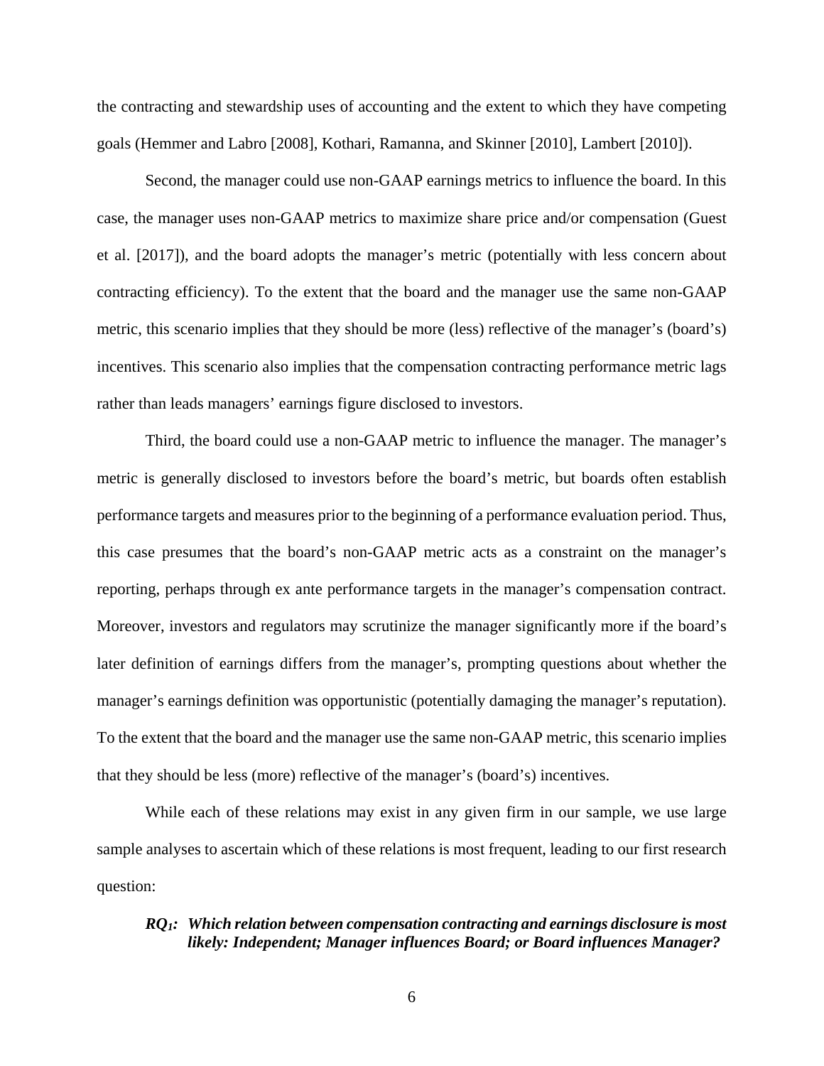the contracting and stewardship uses of accounting and the extent to which they have competing goals (Hemmer and Labro [2008], Kothari, Ramanna, and Skinner [2010], Lambert [2010]).

Second, the manager could use non-GAAP earnings metrics to influence the board. In this case, the manager uses non-GAAP metrics to maximize share price and/or compensation (Guest et al. [2017]), and the board adopts the manager's metric (potentially with less concern about contracting efficiency). To the extent that the board and the manager use the same non-GAAP metric, this scenario implies that they should be more (less) reflective of the manager's (board's) incentives. This scenario also implies that the compensation contracting performance metric lags rather than leads managers' earnings figure disclosed to investors.

Third, the board could use a non-GAAP metric to influence the manager. The manager's metric is generally disclosed to investors before the board's metric, but boards often establish performance targets and measures prior to the beginning of a performance evaluation period. Thus, this case presumes that the board's non-GAAP metric acts as a constraint on the manager's reporting, perhaps through ex ante performance targets in the manager's compensation contract. Moreover, investors and regulators may scrutinize the manager significantly more if the board's later definition of earnings differs from the manager's, prompting questions about whether the manager's earnings definition was opportunistic (potentially damaging the manager's reputation). To the extent that the board and the manager use the same non-GAAP metric, this scenario implies that they should be less (more) reflective of the manager's (board's) incentives.

While each of these relations may exist in any given firm in our sample, we use large sample analyses to ascertain which of these relations is most frequent, leading to our first research question:

> ***$RQ_1$: Which relation between compensation contracting and earnings disclosure is most likely: Independent; Manager influences Board; or Board influences Manager?***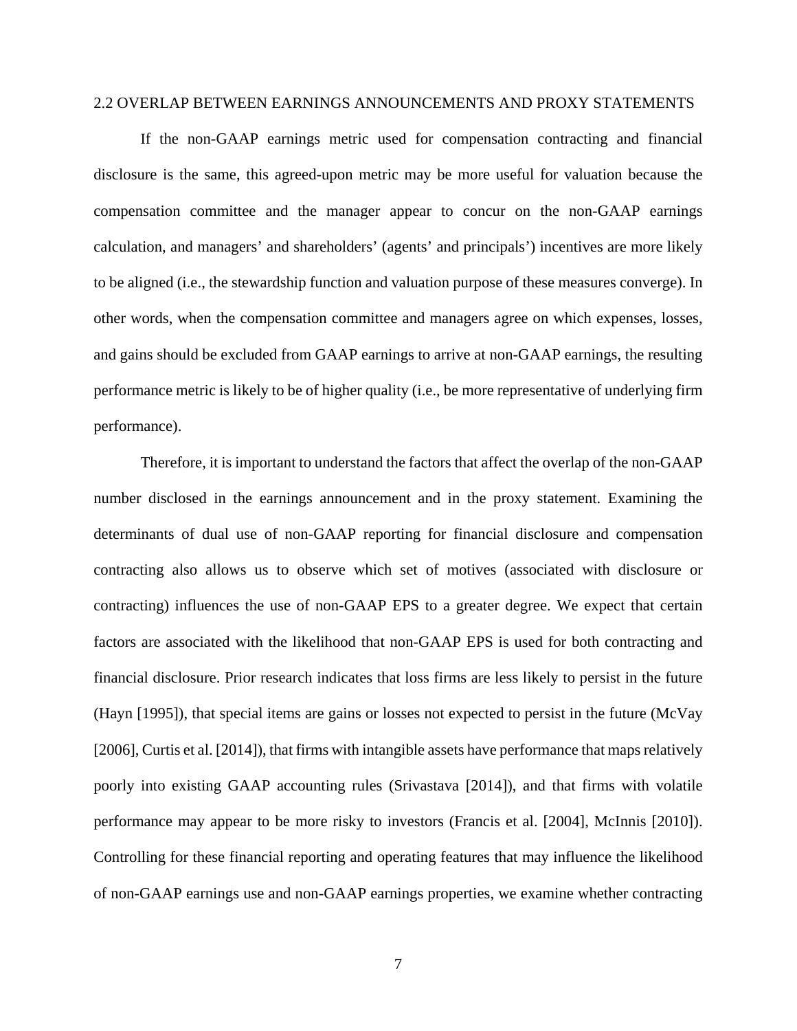## 2.2 OVERLAP BETWEEN EARNINGS ANNOUNCEMENTS AND PROXY STATEMENTS

If the non-GAAP earnings metric used for compensation contracting and financial disclosure is the same, this agreed-upon metric may be more useful for valuation because the compensation committee and the manager appear to concur on the non-GAAP earnings calculation, and managers' and shareholders' (agents' and principals') incentives are more likely to be aligned (i.e., the stewardship function and valuation purpose of these measures converge). In other words, when the compensation committee and managers agree on which expenses, losses, and gains should be excluded from GAAP earnings to arrive at non-GAAP earnings, the resulting performance metric is likely to be of higher quality (i.e., be more representative of underlying firm performance).

Therefore, it is important to understand the factors that affect the overlap of the non-GAAP number disclosed in the earnings announcement and in the proxy statement. Examining the determinants of dual use of non-GAAP reporting for financial disclosure and compensation contracting also allows us to observe which set of motives (associated with disclosure or contracting) influences the use of non-GAAP EPS to a greater degree. We expect that certain factors are associated with the likelihood that non-GAAP EPS is used for both contracting and financial disclosure. Prior research indicates that loss firms are less likely to persist in the future (Hayn [1995]), that special items are gains or losses not expected to persist in the future (McVay [2006], Curtis et al. [2014]), that firms with intangible assets have performance that maps relatively poorly into existing GAAP accounting rules (Srivastava [2014]), and that firms with volatile performance may appear to be more risky to investors (Francis et al. [2004], McInnis [2010]). Controlling for these financial reporting and operating features that may influence the likelihood of non-GAAP earnings use and non-GAAP earnings properties, we examine whether contracting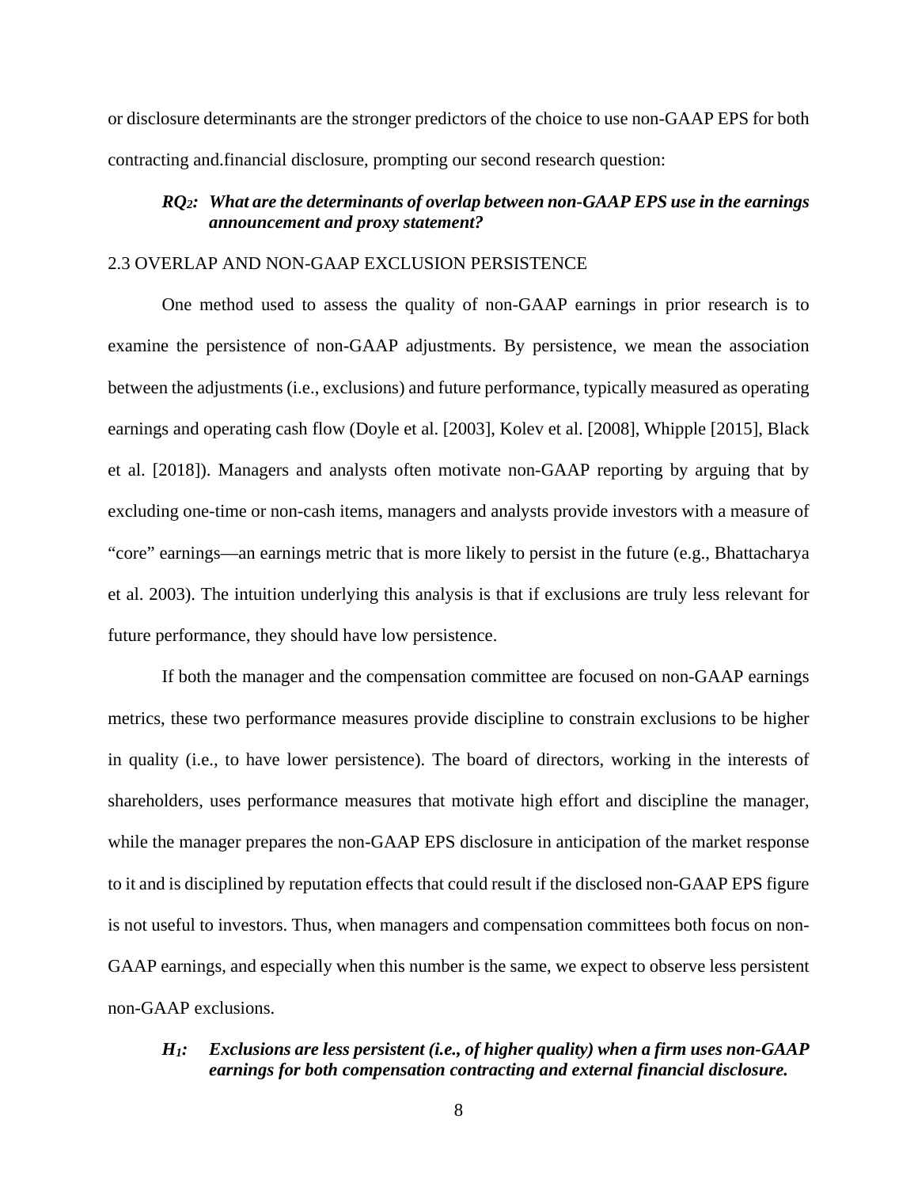or disclosure determinants are the stronger predictors of the choice to use non-GAAP EPS for both contracting and.financial disclosure, prompting our second research question:

> ***RQ$_2$: What are the determinants of overlap between non-GAAP EPS use in the earnings announcement and proxy statement?***

### 2.3 OVERLAP AND NON-GAAP EXCLUSION PERSISTENCE

One method used to assess the quality of non-GAAP earnings in prior research is to examine the persistence of non-GAAP adjustments. By persistence, we mean the association between the adjustments (i.e., exclusions) and future performance, typically measured as operating earnings and operating cash flow (Doyle et al. [2003], Kolev et al. [2008], Whipple [2015], Black et al. [2018]). Managers and analysts often motivate non-GAAP reporting by arguing that by excluding one-time or non-cash items, managers and analysts provide investors with a measure of "core" earnings—an earnings metric that is more likely to persist in the future (e.g., Bhattacharya et al. 2003). The intuition underlying this analysis is that if exclusions are truly less relevant for future performance, they should have low persistence.

If both the manager and the compensation committee are focused on non-GAAP earnings metrics, these two performance measures provide discipline to constrain exclusions to be higher in quality (i.e., to have lower persistence). The board of directors, working in the interests of shareholders, uses performance measures that motivate high effort and discipline the manager, while the manager prepares the non-GAAP EPS disclosure in anticipation of the market response to it and is disciplined by reputation effects that could result if the disclosed non-GAAP EPS figure is not useful to investors. Thus, when managers and compensation committees both focus on non-GAAP earnings, and especially when this number is the same, we expect to observe less persistent non-GAAP exclusions.

> ***H$_1$: Exclusions are less persistent (i.e., of higher quality) when a firm uses non-GAAP earnings for both compensation contracting and external financial disclosure.***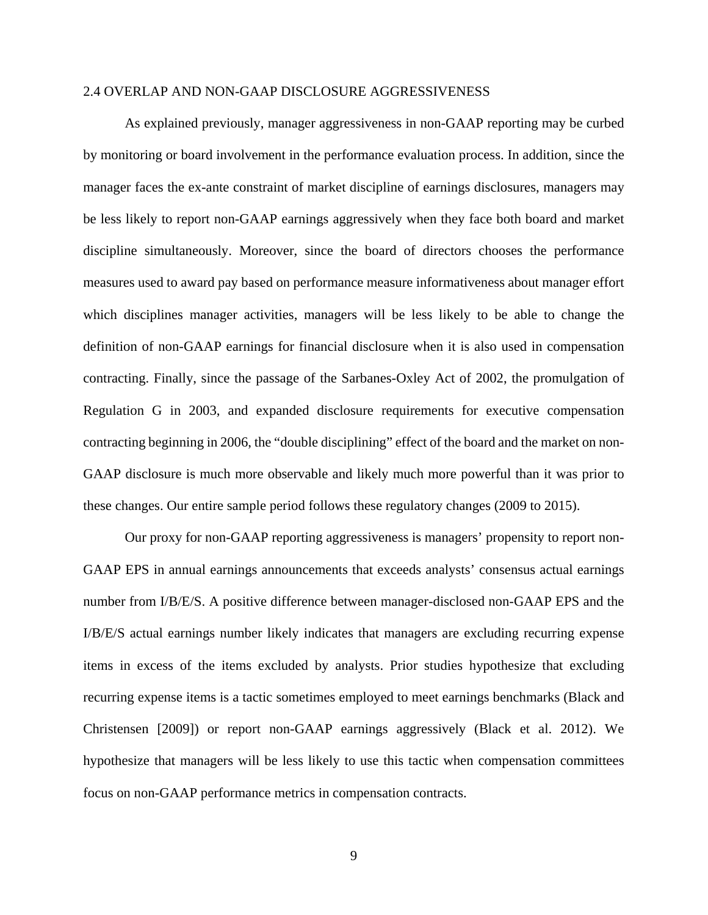### 2.4 OVERLAP AND NON-GAAP DISCLOSURE AGGRESSIVENESS

As explained previously, manager aggressiveness in non-GAAP reporting may be curbed by monitoring or board involvement in the performance evaluation process. In addition, since the manager faces the ex-ante constraint of market discipline of earnings disclosures, managers may be less likely to report non-GAAP earnings aggressively when they face both board and market discipline simultaneously. Moreover, since the board of directors chooses the performance measures used to award pay based on performance measure informativeness about manager effort which disciplines manager activities, managers will be less likely to be able to change the definition of non-GAAP earnings for financial disclosure when it is also used in compensation contracting. Finally, since the passage of the Sarbanes-Oxley Act of 2002, the promulgation of Regulation G in 2003, and expanded disclosure requirements for executive compensation contracting beginning in 2006, the "double disciplining" effect of the board and the market on non-GAAP disclosure is much more observable and likely much more powerful than it was prior to these changes. Our entire sample period follows these regulatory changes (2009 to 2015).

Our proxy for non-GAAP reporting aggressiveness is managers' propensity to report non-GAAP EPS in annual earnings announcements that exceeds analysts' consensus actual earnings number from I/B/E/S. A positive difference between manager-disclosed non-GAAP EPS and the I/B/E/S actual earnings number likely indicates that managers are excluding recurring expense items in excess of the items excluded by analysts. Prior studies hypothesize that excluding recurring expense items is a tactic sometimes employed to meet earnings benchmarks (Black and Christensen [2009]) or report non-GAAP earnings aggressively (Black et al. 2012). We hypothesize that managers will be less likely to use this tactic when compensation committees focus on non-GAAP performance metrics in compensation contracts.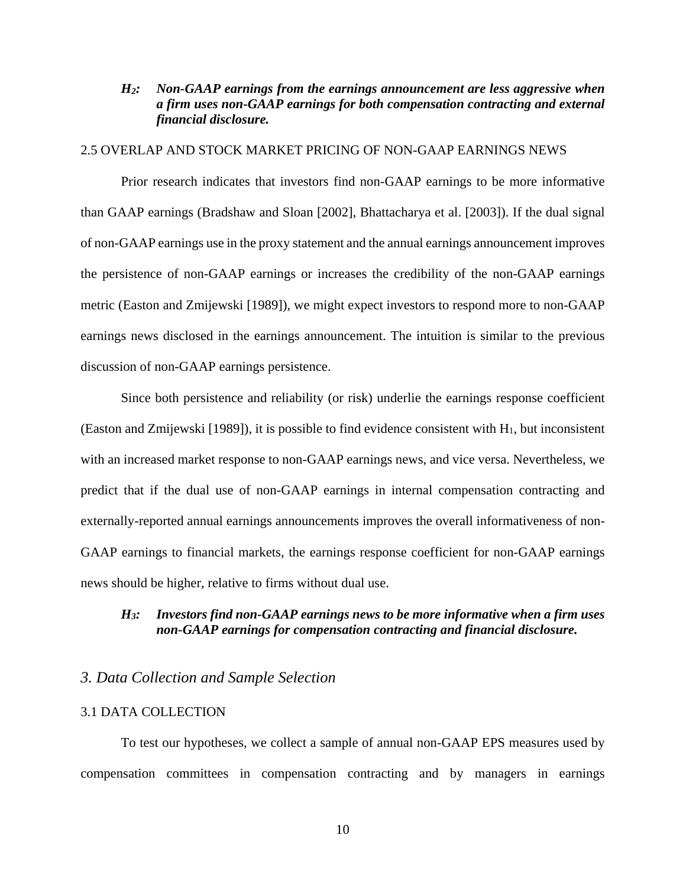***$H_2$: Non-GAAP earnings from the earnings announcement are less aggressive when a firm uses non-GAAP earnings for both compensation contracting and external financial disclosure.***

### 2.5 OVERLAP AND STOCK MARKET PRICING OF NON-GAAP EARNINGS NEWS

Prior research indicates that investors find non-GAAP earnings to be more informative than GAAP earnings (Bradshaw and Sloan [2002], Bhattacharya et al. [2003]). If the dual signal of non-GAAP earnings use in the proxy statement and the annual earnings announcement improves the persistence of non-GAAP earnings or increases the credibility of the non-GAAP earnings metric (Easton and Zmijewski [1989]), we might expect investors to respond more to non-GAAP earnings news disclosed in the earnings announcement. The intuition is similar to the previous discussion of non-GAAP earnings persistence.

Since both persistence and reliability (or risk) underlie the earnings response coefficient (Easton and Zmijewski [1989]), it is possible to find evidence consistent with $H_1$, but inconsistent with an increased market response to non-GAAP earnings news, and vice versa. Nevertheless, we predict that if the dual use of non-GAAP earnings in internal compensation contracting and externally-reported annual earnings announcements improves the overall informativeness of non-GAAP earnings to financial markets, the earnings response coefficient for non-GAAP earnings news should be higher, relative to firms without dual use.

***$H_3$: Investors find non-GAAP earnings news to be more informative when a firm uses non-GAAP earnings for compensation contracting and financial disclosure.***

## *3. Data Collection and Sample Selection*

### 3.1 DATA COLLECTION

To test our hypotheses, we collect a sample of annual non-GAAP EPS measures used by compensation committees in compensation contracting and by managers in earnings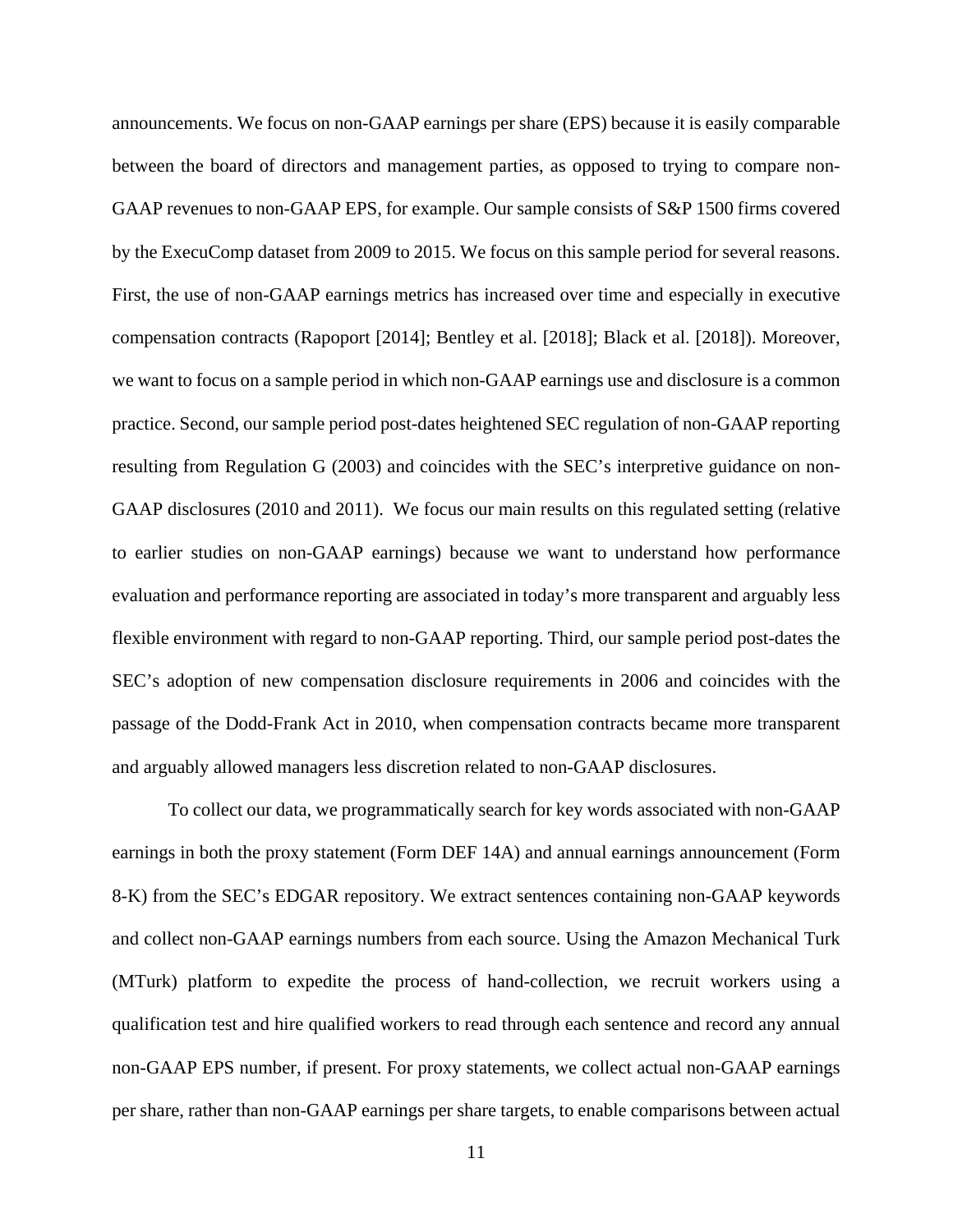announcements. We focus on non-GAAP earnings per share (EPS) because it is easily comparable between the board of directors and management parties, as opposed to trying to compare non-GAAP revenues to non-GAAP EPS, for example. Our sample consists of S&P 1500 firms covered by the ExecuComp dataset from 2009 to 2015. We focus on this sample period for several reasons. First, the use of non-GAAP earnings metrics has increased over time and especially in executive compensation contracts (Rapoport [2014]; Bentley et al. [2018]; Black et al. [2018]). Moreover, we want to focus on a sample period in which non-GAAP earnings use and disclosure is a common practice. Second, our sample period post-dates heightened SEC regulation of non-GAAP reporting resulting from Regulation G (2003) and coincides with the SEC's interpretive guidance on non-GAAP disclosures (2010 and 2011). We focus our main results on this regulated setting (relative to earlier studies on non-GAAP earnings) because we want to understand how performance evaluation and performance reporting are associated in today's more transparent and arguably less flexible environment with regard to non-GAAP reporting. Third, our sample period post-dates the SEC's adoption of new compensation disclosure requirements in 2006 and coincides with the passage of the Dodd-Frank Act in 2010, when compensation contracts became more transparent and arguably allowed managers less discretion related to non-GAAP disclosures.

To collect our data, we programmatically search for key words associated with non-GAAP earnings in both the proxy statement (Form DEF 14A) and annual earnings announcement (Form 8-K) from the SEC's EDGAR repository. We extract sentences containing non-GAAP keywords and collect non-GAAP earnings numbers from each source. Using the Amazon Mechanical Turk (MTurk) platform to expedite the process of hand-collection, we recruit workers using a qualification test and hire qualified workers to read through each sentence and record any annual non-GAAP EPS number, if present. For proxy statements, we collect actual non-GAAP earnings per share, rather than non-GAAP earnings per share targets, to enable comparisons between actual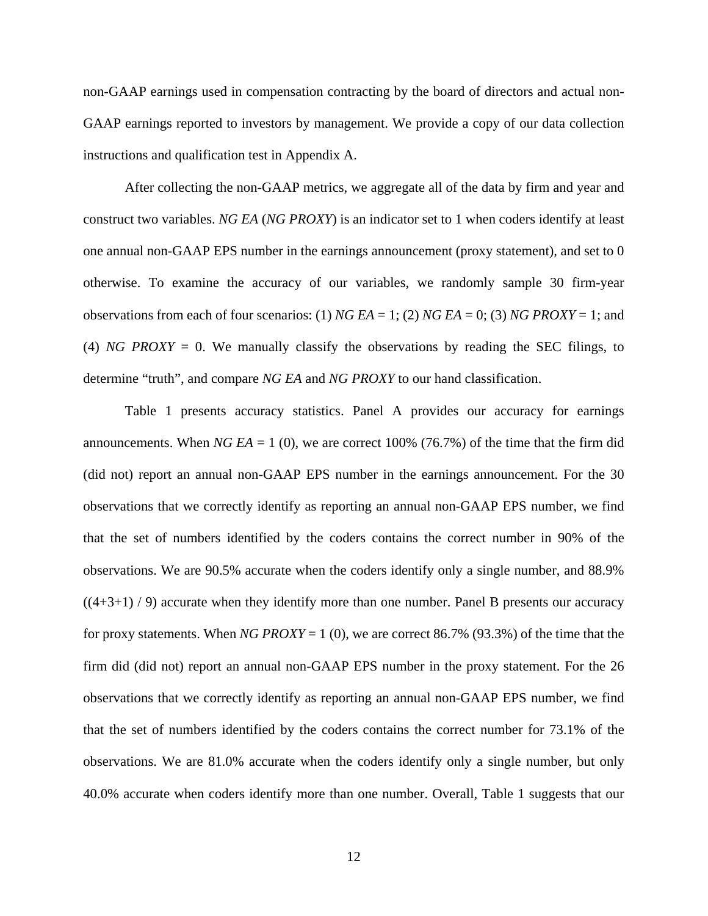non-GAAP earnings used in compensation contracting by the board of directors and actual non-GAAP earnings reported to investors by management. We provide a copy of our data collection instructions and qualification test in Appendix A.

After collecting the non-GAAP metrics, we aggregate all of the data by firm and year and construct two variables. *NG EA* (*NG PROXY*) is an indicator set to 1 when coders identify at least one annual non-GAAP EPS number in the earnings announcement (proxy statement), and set to 0 otherwise. To examine the accuracy of our variables, we randomly sample 30 firm-year observations from each of four scenarios: (1) *NG EA* = 1; (2) *NG EA* = 0; (3) *NG PROXY* = 1; and (4) *NG PROXY* = 0. We manually classify the observations by reading the SEC filings, to determine "truth", and compare *NG EA* and *NG PROXY* to our hand classification.

Table 1 presents accuracy statistics. Panel A provides our accuracy for earnings announcements. When *NG EA* = 1 (0), we are correct 100% (76.7%) of the time that the firm did (did not) report an annual non-GAAP EPS number in the earnings announcement. For the 30 observations that we correctly identify as reporting an annual non-GAAP EPS number, we find that the set of numbers identified by the coders contains the correct number in 90% of the observations. We are 90.5% accurate when the coders identify only a single number, and 88.9% ((4+3+1) / 9) accurate when they identify more than one number. Panel B presents our accuracy for proxy statements. When *NG PROXY* = 1 (0), we are correct 86.7% (93.3%) of the time that the firm did (did not) report an annual non-GAAP EPS number in the proxy statement. For the 26 observations that we correctly identify as reporting an annual non-GAAP EPS number, we find that the set of numbers identified by the coders contains the correct number for 73.1% of the observations. We are 81.0% accurate when the coders identify only a single number, but only 40.0% accurate when coders identify more than one number. Overall, Table 1 suggests that our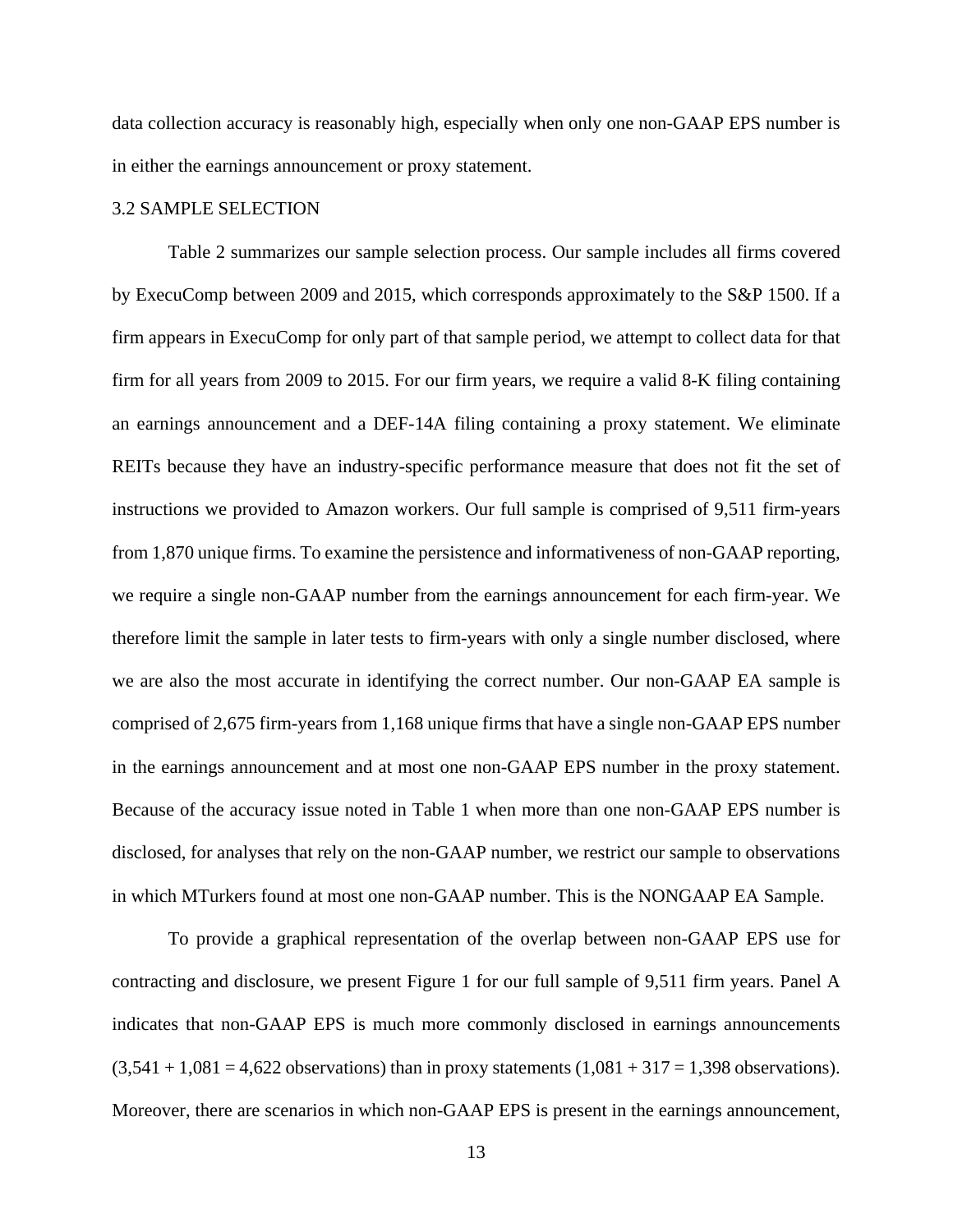data collection accuracy is reasonably high, especially when only one non-GAAP EPS number is in either the earnings announcement or proxy statement.

### 3.2 SAMPLE SELECTION

Table 2 summarizes our sample selection process. Our sample includes all firms covered by ExecuComp between 2009 and 2015, which corresponds approximately to the S&P 1500. If a firm appears in ExecuComp for only part of that sample period, we attempt to collect data for that firm for all years from 2009 to 2015. For our firm years, we require a valid 8-K filing containing an earnings announcement and a DEF-14A filing containing a proxy statement. We eliminate REITs because they have an industry-specific performance measure that does not fit the set of instructions we provided to Amazon workers. Our full sample is comprised of 9,511 firm-years from 1,870 unique firms. To examine the persistence and informativeness of non-GAAP reporting, we require a single non-GAAP number from the earnings announcement for each firm-year. We therefore limit the sample in later tests to firm-years with only a single number disclosed, where we are also the most accurate in identifying the correct number. Our non-GAAP EA sample is comprised of 2,675 firm-years from 1,168 unique firms that have a single non-GAAP EPS number in the earnings announcement and at most one non-GAAP EPS number in the proxy statement. Because of the accuracy issue noted in Table 1 when more than one non-GAAP EPS number is disclosed, for analyses that rely on the non-GAAP number, we restrict our sample to observations in which MTurkers found at most one non-GAAP number. This is the NONGAAP EA Sample.

To provide a graphical representation of the overlap between non-GAAP EPS use for contracting and disclosure, we present Figure 1 for our full sample of 9,511 firm years. Panel A indicates that non-GAAP EPS is much more commonly disclosed in earnings announcements (3,541 + 1,081 = 4,622 observations) than in proxy statements (1,081 + 317 = 1,398 observations). Moreover, there are scenarios in which non-GAAP EPS is present in the earnings announcement,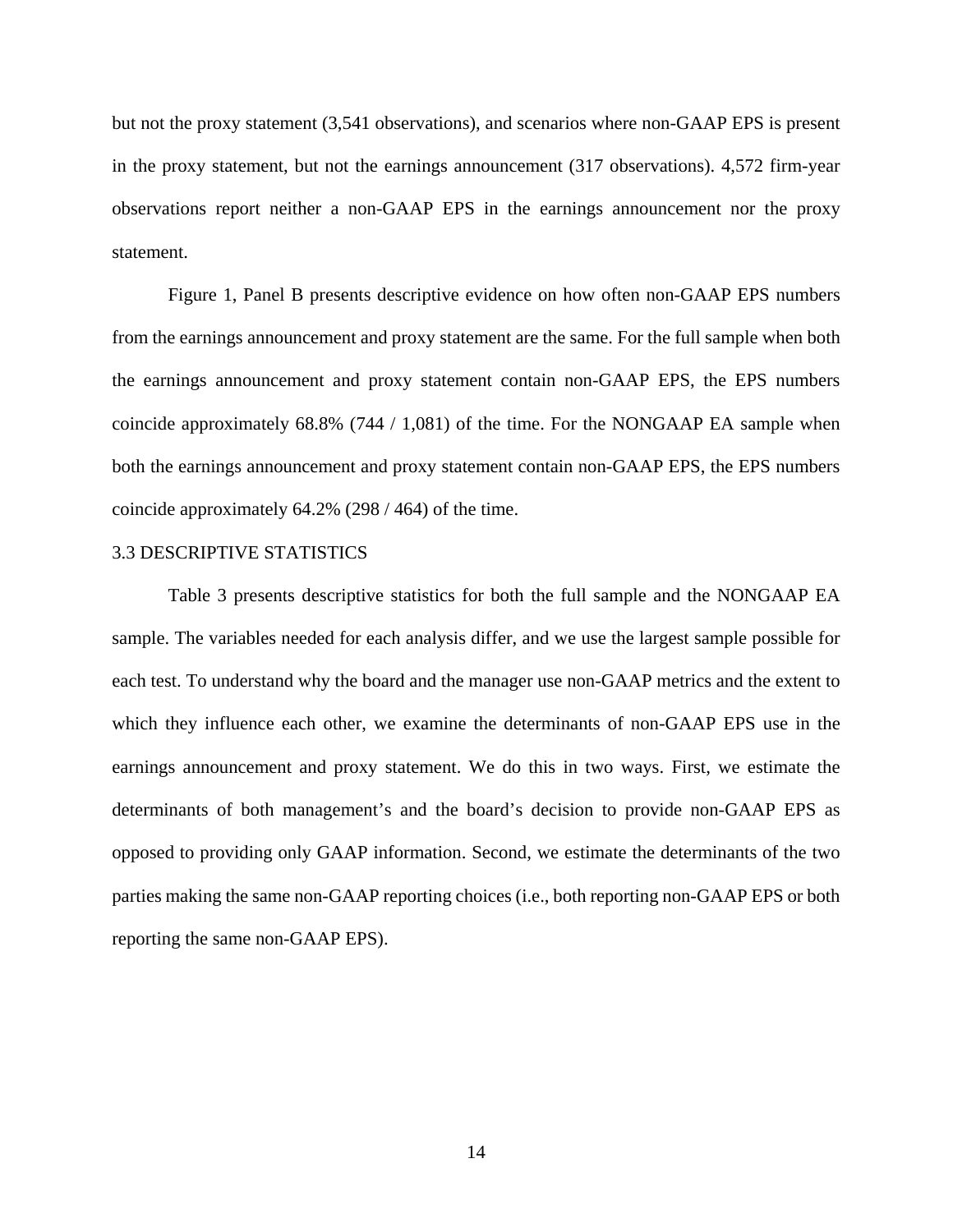but not the proxy statement (3,541 observations), and scenarios where non-GAAP EPS is present in the proxy statement, but not the earnings announcement (317 observations). 4,572 firm-year observations report neither a non-GAAP EPS in the earnings announcement nor the proxy statement.

Figure 1, Panel B presents descriptive evidence on how often non-GAAP EPS numbers from the earnings announcement and proxy statement are the same. For the full sample when both the earnings announcement and proxy statement contain non-GAAP EPS, the EPS numbers coincide approximately 68.8% (744 / 1,081) of the time. For the NONGAAP EA sample when both the earnings announcement and proxy statement contain non-GAAP EPS, the EPS numbers coincide approximately 64.2% (298 / 464) of the time.

## 3.3 DESCRIPTIVE STATISTICS

Table 3 presents descriptive statistics for both the full sample and the NONGAAP EA sample. The variables needed for each analysis differ, and we use the largest sample possible for each test. To understand why the board and the manager use non-GAAP metrics and the extent to which they influence each other, we examine the determinants of non-GAAP EPS use in the earnings announcement and proxy statement. We do this in two ways. First, we estimate the determinants of both management's and the board's decision to provide non-GAAP EPS as opposed to providing only GAAP information. Second, we estimate the determinants of the two parties making the same non-GAAP reporting choices (i.e., both reporting non-GAAP EPS or both reporting the same non-GAAP EPS).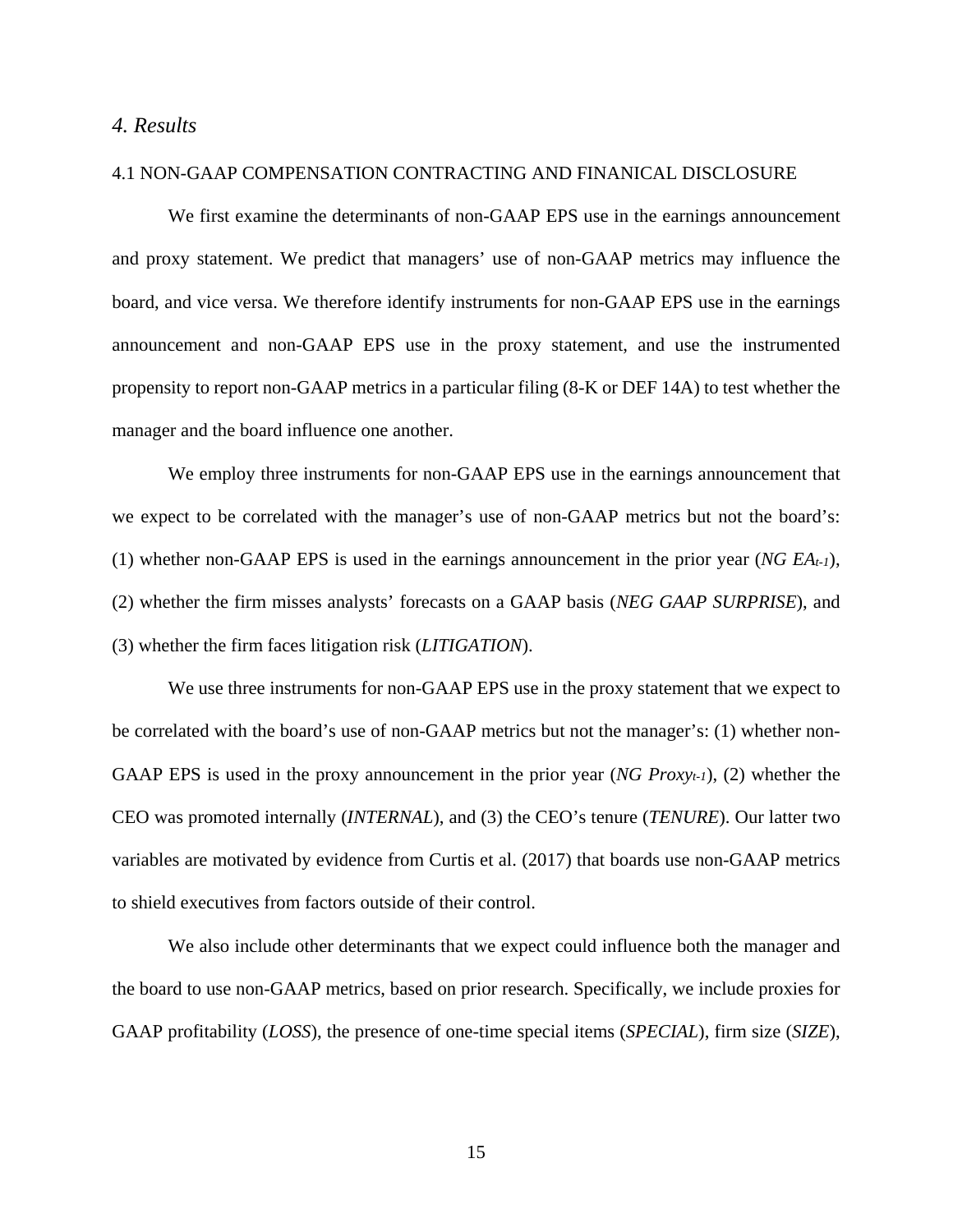## *4. Results*

### 4.1 NON-GAAP COMPENSATION CONTRACTING AND FINANICAL DISCLOSURE

We first examine the determinants of non-GAAP EPS use in the earnings announcement and proxy statement. We predict that managers' use of non-GAAP metrics may influence the board, and vice versa. We therefore identify instruments for non-GAAP EPS use in the earnings announcement and non-GAAP EPS use in the proxy statement, and use the instrumented propensity to report non-GAAP metrics in a particular filing (8-K or DEF 14A) to test whether the manager and the board influence one another.

We employ three instruments for non-GAAP EPS use in the earnings announcement that we expect to be correlated with the manager's use of non-GAAP metrics but not the board's: (1) whether non-GAAP EPS is used in the earnings announcement in the prior year (*NG* $EA_{t-1}$), (2) whether the firm misses analysts' forecasts on a GAAP basis (*NEG GAAP SURPRISE*), and (3) whether the firm faces litigation risk (*LITIGATION*).

We use three instruments for non-GAAP EPS use in the proxy statement that we expect to be correlated with the board's use of non-GAAP metrics but not the manager's: (1) whether non-GAAP EPS is used in the proxy announcement in the prior year (*NG* $Proxy_{t-1}$), (2) whether the CEO was promoted internally (*INTERNAL*), and (3) the CEO's tenure (*TENURE*). Our latter two variables are motivated by evidence from Curtis et al. (2017) that boards use non-GAAP metrics to shield executives from factors outside of their control.

We also include other determinants that we expect could influence both the manager and the board to use non-GAAP metrics, based on prior research. Specifically, we include proxies for GAAP profitability (*LOSS*), the presence of one-time special items (*SPECIAL*), firm size (*SIZE*),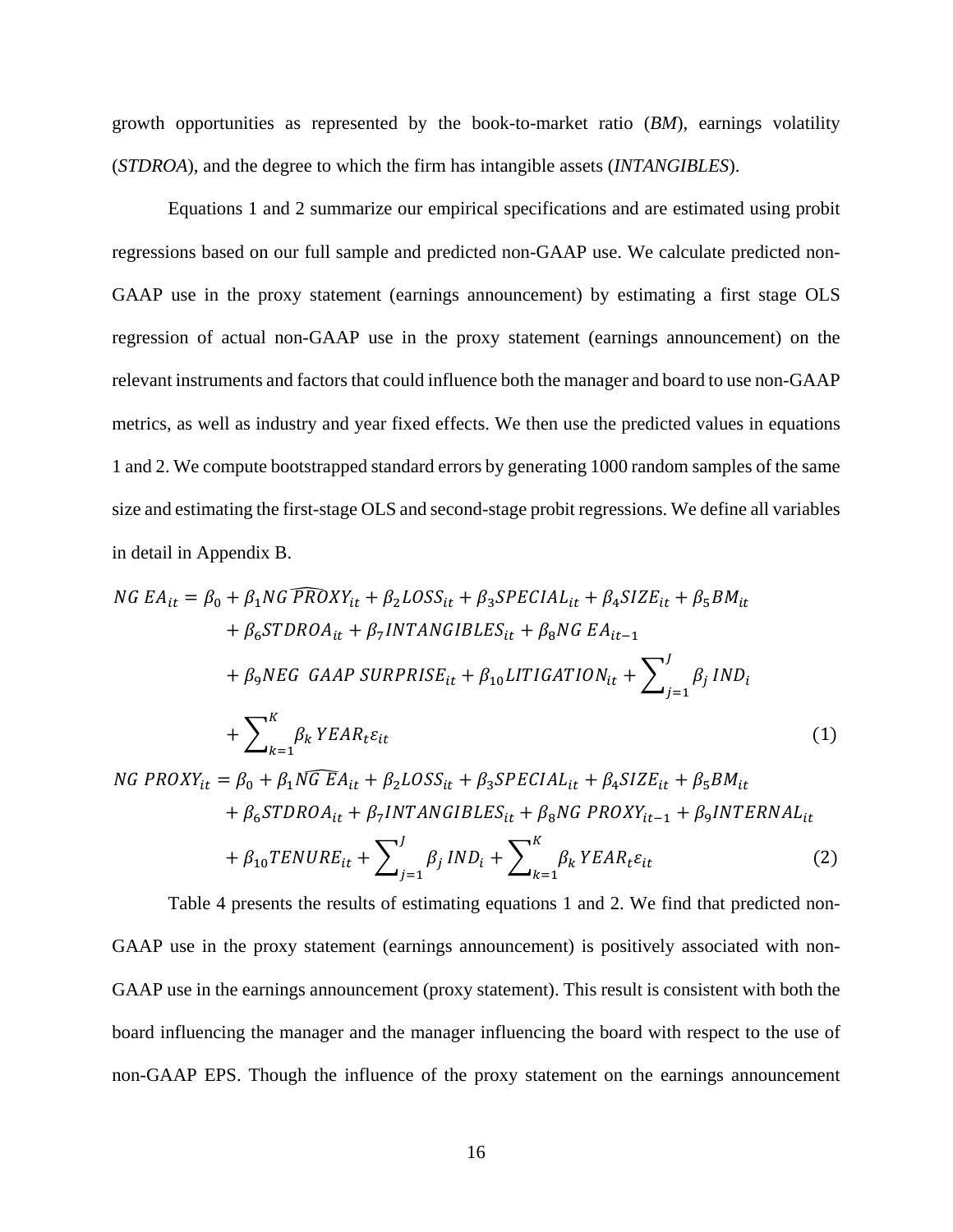growth opportunities as represented by the book-to-market ratio (*BM*), earnings volatility (*STDROA*), and the degree to which the firm has intangible assets (*INTANGIBLES*).

Equations 1 and 2 summarize our empirical specifications and are estimated using probit regressions based on our full sample and predicted non-GAAP use. We calculate predicted non-GAAP use in the proxy statement (earnings announcement) by estimating a first stage OLS regression of actual non-GAAP use in the proxy statement (earnings announcement) on the relevant instruments and factors that could influence both the manager and board to use non-GAAP metrics, as well as industry and year fixed effects. We then use the predicted values in equations 1 and 2. We compute bootstrapped standard errors by generating 1000 random samples of the same size and estimating the first-stage OLS and second-stage probit regressions. We define all variables in detail in Appendix B.

$$
\begin{aligned}
NG\ EA_{it} = {} & \beta_0 + \beta_1 NG\ \widehat{PROXY}_{it} + \beta_2 LOSS_{it} + \beta_3 SPECIAL_{it} + \beta_4 SIZE_{it} + \beta_5 BM_{it} \\
& + \beta_6 STDROA_{it} + \beta_7 INTANGIBLES_{it} + \beta_8 NG\ EA_{it-1} \\
& + \beta_9 NEG\ \ GAAP\ SURPRISE_{it} + \beta_{10} LITIGATION_{it} + \sum\nolimits_{j=1}^{J} \beta_j\, IND_i \\
& + \sum\nolimits_{k=1}^{K} \beta_k\, YEAR_t \varepsilon_{it} \qquad (1)
\end{aligned}
$$

$$
\begin{aligned}
NG\ PROXY_{it} = {} & \beta_0 + \beta_1 \widehat{NG\ EA}_{it} + \beta_2 LOSS_{it} + \beta_3 SPECIAL_{it} + \beta_4 SIZE_{it} + \beta_5 BM_{it} \\
& + \beta_6 STDROA_{it} + \beta_7 INTANGIBLES_{it} + \beta_8 NG\ PROXY_{it-1} + \beta_9 INTERNAL_{it} \\
& + \beta_{10} TENURE_{it} + \sum\nolimits_{j=1}^{J} \beta_j\, IND_i + \sum\nolimits_{k=1}^{K} \beta_k\, YEAR_t \varepsilon_{it} \qquad (2)
\end{aligned}
$$

Table 4 presents the results of estimating equations 1 and 2. We find that predicted non-GAAP use in the proxy statement (earnings announcement) is positively associated with non-GAAP use in the earnings announcement (proxy statement). This result is consistent with both the board influencing the manager and the manager influencing the board with respect to the use of non-GAAP EPS. Though the influence of the proxy statement on the earnings announcement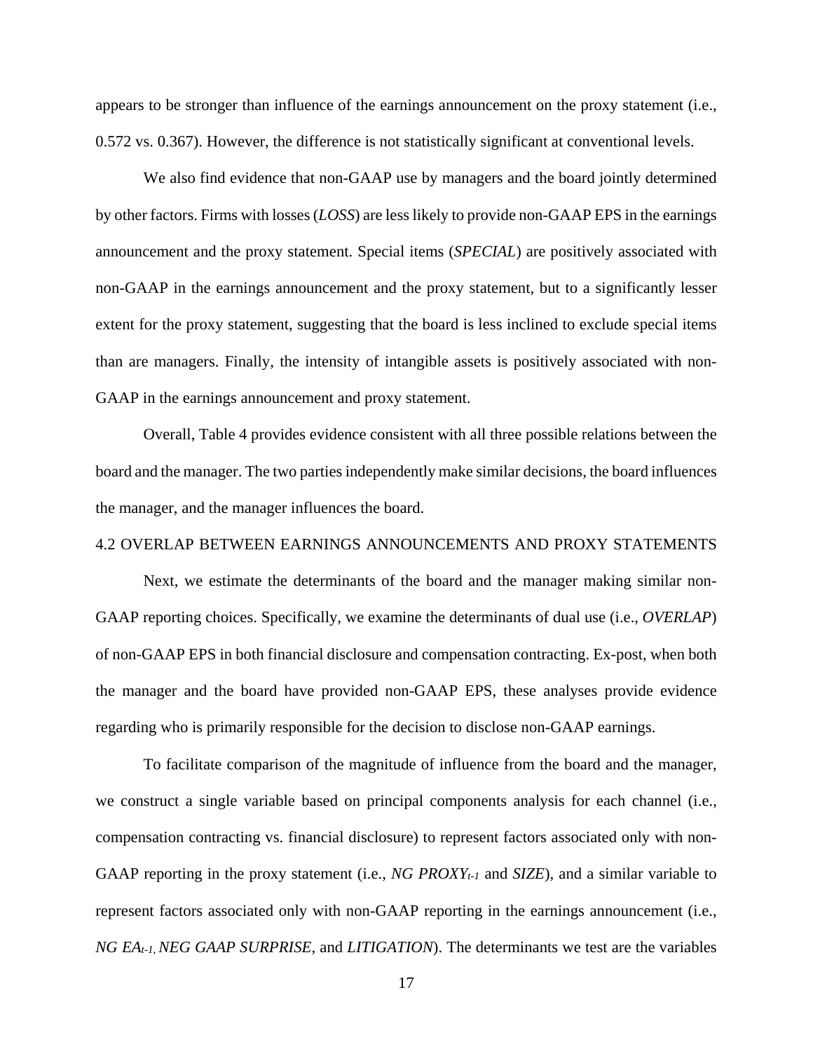appears to be stronger than influence of the earnings announcement on the proxy statement (i.e., 0.572 vs. 0.367). However, the difference is not statistically significant at conventional levels.

We also find evidence that non-GAAP use by managers and the board jointly determined by other factors. Firms with losses (*LOSS*) are less likely to provide non-GAAP EPS in the earnings announcement and the proxy statement. Special items (*SPECIAL*) are positively associated with non-GAAP in the earnings announcement and the proxy statement, but to a significantly lesser extent for the proxy statement, suggesting that the board is less inclined to exclude special items than are managers. Finally, the intensity of intangible assets is positively associated with non-GAAP in the earnings announcement and proxy statement.

Overall, Table 4 provides evidence consistent with all three possible relations between the board and the manager. The two parties independently make similar decisions, the board influences the manager, and the manager influences the board.

## 4.2 OVERLAP BETWEEN EARNINGS ANNOUNCEMENTS AND PROXY STATEMENTS

Next, we estimate the determinants of the board and the manager making similar non-GAAP reporting choices. Specifically, we examine the determinants of dual use (i.e., *OVERLAP*) of non-GAAP EPS in both financial disclosure and compensation contracting. Ex-post, when both the manager and the board have provided non-GAAP EPS, these analyses provide evidence regarding who is primarily responsible for the decision to disclose non-GAAP earnings.

To facilitate comparison of the magnitude of influence from the board and the manager, we construct a single variable based on principal components analysis for each channel (i.e., compensation contracting vs. financial disclosure) to represent factors associated only with non-GAAP reporting in the proxy statement (i.e., $NG\ PROXY_{t-1}$ and *SIZE*), and a similar variable to represent factors associated only with non-GAAP reporting in the earnings announcement (i.e., $NG\ EA_{t-1}$, *NEG GAAP SURPRISE*, and *LITIGATION*). The determinants we test are the variables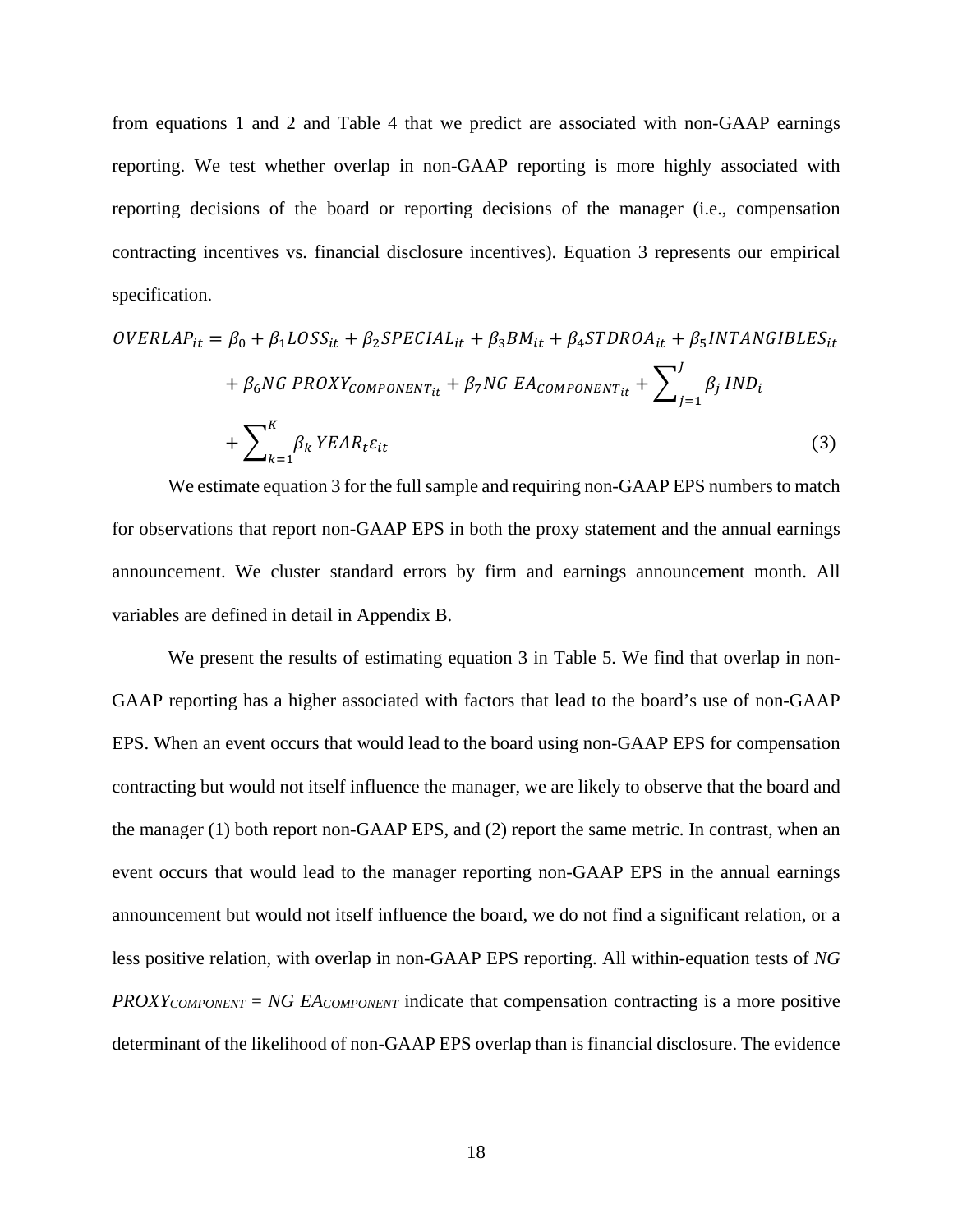from equations 1 and 2 and Table 4 that we predict are associated with non-GAAP earnings reporting. We test whether overlap in non-GAAP reporting is more highly associated with reporting decisions of the board or reporting decisions of the manager (i.e., compensation contracting incentives vs. financial disclosure incentives). Equation 3 represents our empirical specification.

$$OVERLAP_{it} = \beta_0 + \beta_1 LOSS_{it} + \beta_2 SPECIAL_{it} + \beta_3 BM_{it} + \beta_4 STDROA_{it} + \beta_5 INTANGIBLES_{it} + \beta_6 NG\ PROXY_{COMPONENT_{it}} + \beta_7 NG\ EA_{COMPONENT_{it}} + \sum\nolimits_{j=1}^{J} \beta_j\ IND_i + \sum\nolimits_{k=1}^{K} \beta_k\ YEAR_t \varepsilon_{it} \quad (3)$$

We estimate equation 3 for the full sample and requiring non-GAAP EPS numbers to match for observations that report non-GAAP EPS in both the proxy statement and the annual earnings announcement. We cluster standard errors by firm and earnings announcement month. All variables are defined in detail in Appendix B.

We present the results of estimating equation 3 in Table 5. We find that overlap in non-GAAP reporting has a higher associated with factors that lead to the board's use of non-GAAP EPS. When an event occurs that would lead to the board using non-GAAP EPS for compensation contracting but would not itself influence the manager, we are likely to observe that the board and the manager (1) both report non-GAAP EPS, and (2) report the same metric. In contrast, when an event occurs that would lead to the manager reporting non-GAAP EPS in the annual earnings announcement but would not itself influence the board, we do not find a significant relation, or a less positive relation, with overlap in non-GAAP EPS reporting. All within-equation tests of $NG\ PROXY_{COMPONENT} = NG\ EA_{COMPONENT}$ indicate that compensation contracting is a more positive determinant of the likelihood of non-GAAP EPS overlap than is financial disclosure. The evidence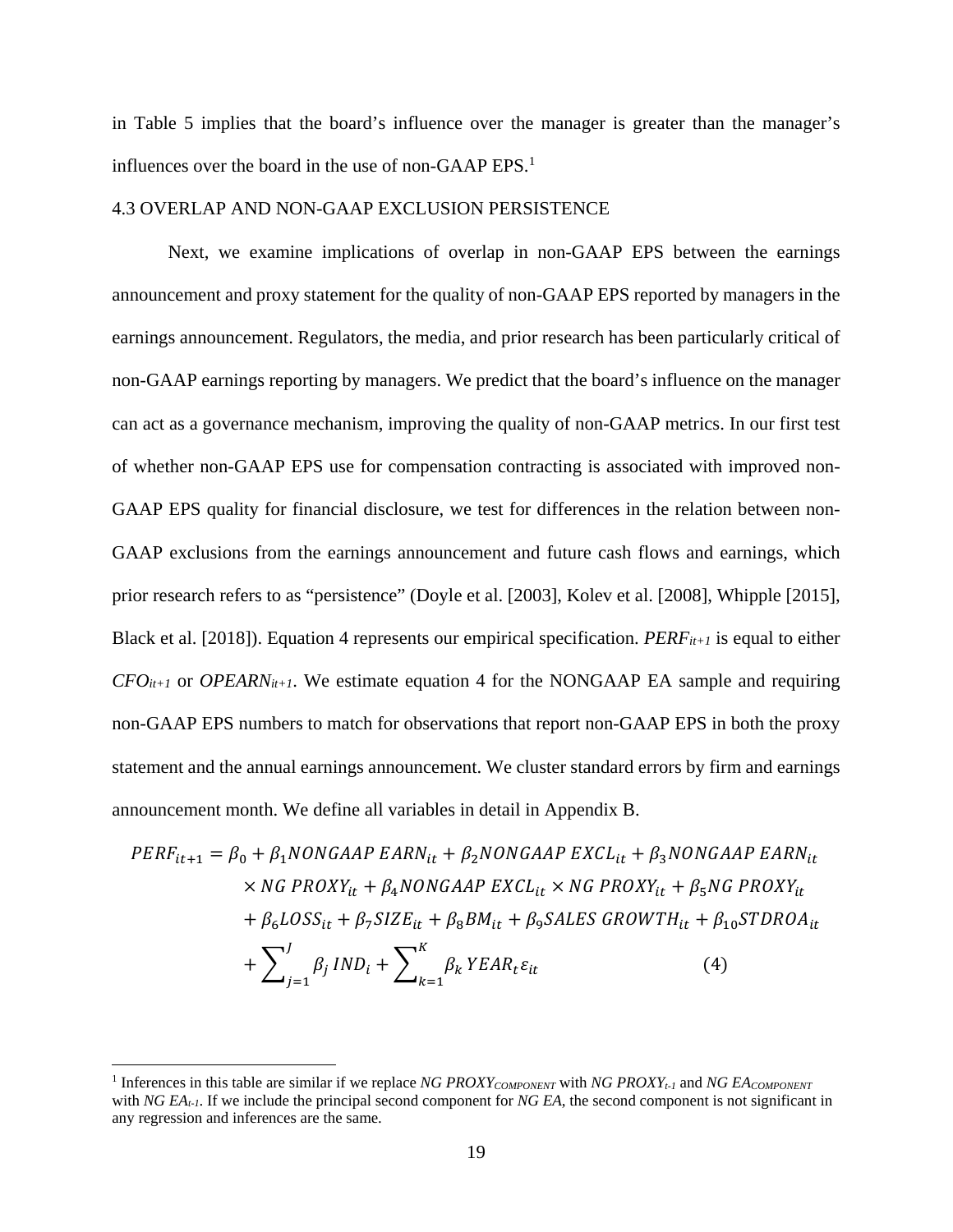in Table 5 implies that the board's influence over the manager is greater than the manager's influences over the board in the use of non-GAAP EPS.[1]

### 4.3 OVERLAP AND NON-GAAP EXCLUSION PERSISTENCE

Next, we examine implications of overlap in non-GAAP EPS between the earnings announcement and proxy statement for the quality of non-GAAP EPS reported by managers in the earnings announcement. Regulators, the media, and prior research has been particularly critical of non-GAAP earnings reporting by managers. We predict that the board's influence on the manager can act as a governance mechanism, improving the quality of non-GAAP metrics. In our first test of whether non-GAAP EPS use for compensation contracting is associated with improved non-GAAP EPS quality for financial disclosure, we test for differences in the relation between non-GAAP exclusions from the earnings announcement and future cash flows and earnings, which prior research refers to as "persistence" (Doyle et al. [2003], Kolev et al. [2008], Whipple [2015], Black et al. [2018]). Equation 4 represents our empirical specification. $PERF_{it+1}$ is equal to either $CFO_{it+1}$ or $OPEARN_{it+1}$. We estimate equation 4 for the NONGAAP EA sample and requiring non-GAAP EPS numbers to match for observations that report non-GAAP EPS in both the proxy statement and the annual earnings announcement. We cluster standard errors by firm and earnings announcement month. We define all variables in detail in Appendix B.

$$
\begin{aligned}
PERF_{it+1} = \beta_0 &+ \beta_1 NONGAAP\ EARN_{it} + \beta_2 NONGAAP\ EXCL_{it} + \beta_3 NONGAAP\ EARN_{it} \\
&\times NG\ PROXY_{it} + \beta_4 NONGAAP\ EXCL_{it} \times NG\ PROXY_{it} + \beta_5 NG\ PROXY_{it} \\
&+ \beta_6 LOSS_{it} + \beta_7 SIZE_{it} + \beta_8 BM_{it} + \beta_9 SALES\ GROWTH_{it} + \beta_{10} STDROA_{it} \\
&+ \sum_{j=1}^{J} \beta_j\, IND_i + \sum_{k=1}^{K} \beta_k\, YEAR_t \varepsilon_{it} \qquad (4)
\end{aligned}
$$

[1] Inferences in this table are similar if we replace $NG\ PROXY_{COMPONENT}$ with $NG\ PROXY_{t-1}$ and $NG\ EA_{COMPONENT}$ with $NG\ EA_{t-1}$. If we include the principal second component for *NG EA*, the second component is not significant in any regression and inferences are the same.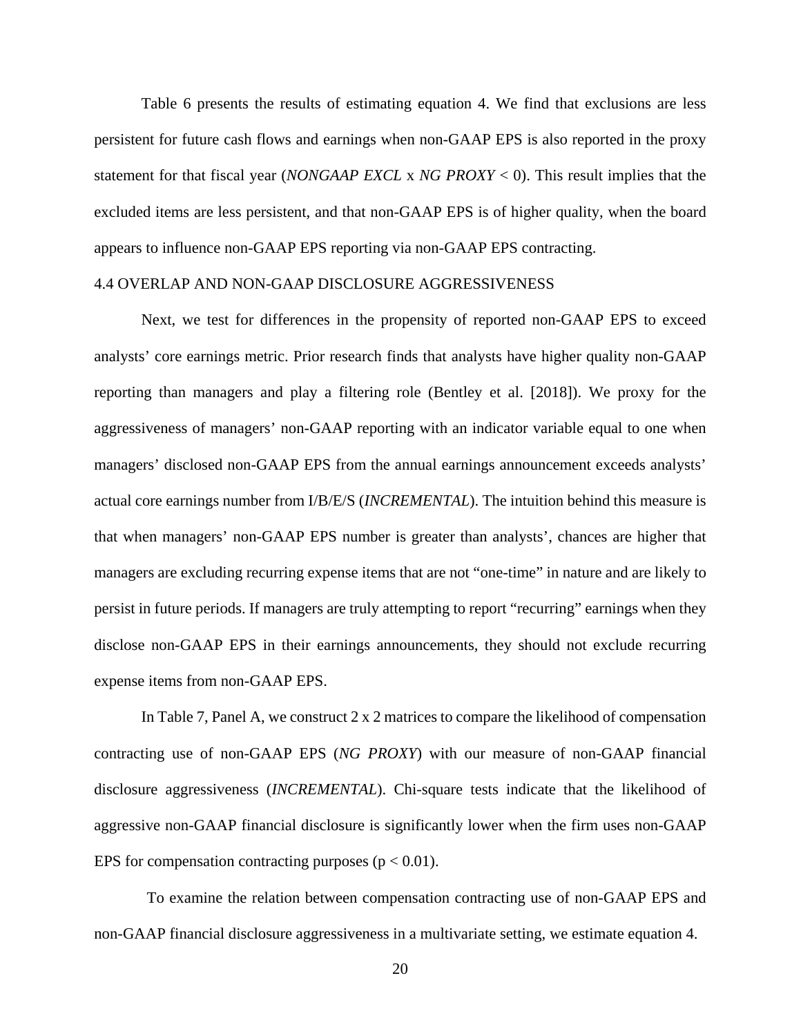Table 6 presents the results of estimating equation 4. We find that exclusions are less persistent for future cash flows and earnings when non-GAAP EPS is also reported in the proxy statement for that fiscal year (*NONGAAP EXCL* x *NG PROXY* < 0). This result implies that the excluded items are less persistent, and that non-GAAP EPS is of higher quality, when the board appears to influence non-GAAP EPS reporting via non-GAAP EPS contracting.

## 4.4 OVERLAP AND NON-GAAP DISCLOSURE AGGRESSIVENESS

Next, we test for differences in the propensity of reported non-GAAP EPS to exceed analysts' core earnings metric. Prior research finds that analysts have higher quality non-GAAP reporting than managers and play a filtering role (Bentley et al. [2018]). We proxy for the aggressiveness of managers' non-GAAP reporting with an indicator variable equal to one when managers' disclosed non-GAAP EPS from the annual earnings announcement exceeds analysts' actual core earnings number from I/B/E/S (*INCREMENTAL*). The intuition behind this measure is that when managers' non-GAAP EPS number is greater than analysts', chances are higher that managers are excluding recurring expense items that are not "one-time" in nature and are likely to persist in future periods. If managers are truly attempting to report "recurring" earnings when they disclose non-GAAP EPS in their earnings announcements, they should not exclude recurring expense items from non-GAAP EPS.

In Table 7, Panel A, we construct 2 x 2 matrices to compare the likelihood of compensation contracting use of non-GAAP EPS (*NG PROXY*) with our measure of non-GAAP financial disclosure aggressiveness (*INCREMENTAL*). Chi-square tests indicate that the likelihood of aggressive non-GAAP financial disclosure is significantly lower when the firm uses non-GAAP EPS for compensation contracting purposes ($p < 0.01$).

To examine the relation between compensation contracting use of non-GAAP EPS and non-GAAP financial disclosure aggressiveness in a multivariate setting, we estimate equation 4.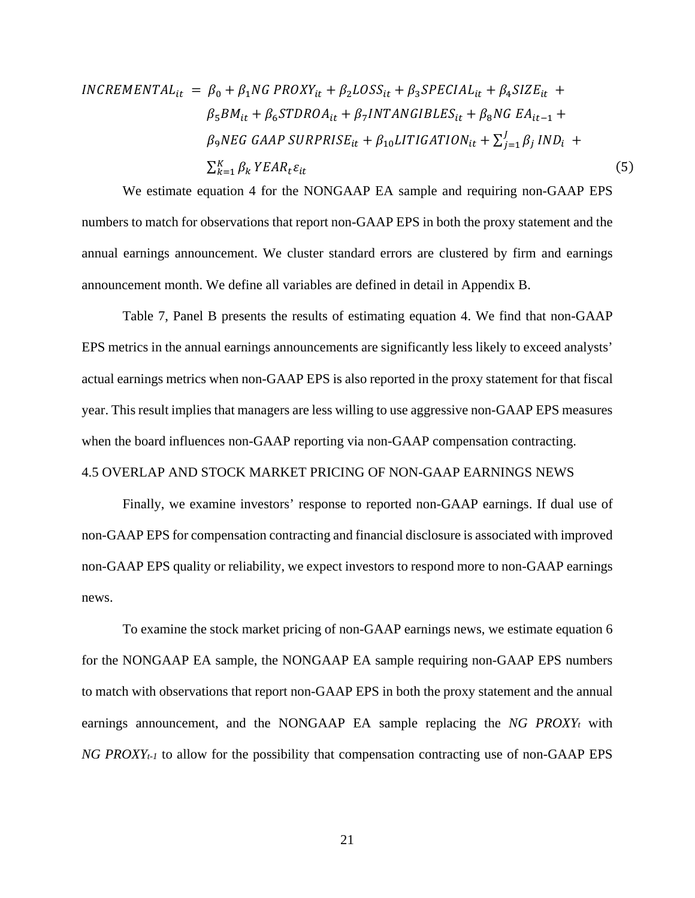$$
\begin{aligned}
INCREMENTAL_{it} \;=\; & \beta_0 + \beta_1 NG\ PROXY_{it} + \beta_2 LOSS_{it} + \beta_3 SPECIAL_{it} + \beta_4 SIZE_{it} \;+ \\
& \beta_5 BM_{it} + \beta_6 STDROA_{it} + \beta_7 INTANGIBLES_{it} + \beta_8 NG\ EA_{it-1} \;+ \\
& \beta_9 NEG\ GAAP\ SURPRISE_{it} + \beta_{10} LITIGATION_{it} + \textstyle\sum_{j=1}^{J} \beta_j\, IND_i \;+ \\
& \textstyle\sum_{k=1}^{K} \beta_k\, YEAR_t \varepsilon_{it}
\end{aligned} \tag{5}
$$

We estimate equation 4 for the NONGAAP EA sample and requiring non-GAAP EPS numbers to match for observations that report non-GAAP EPS in both the proxy statement and the annual earnings announcement. We cluster standard errors are clustered by firm and earnings announcement month. We define all variables are defined in detail in Appendix B.

Table 7, Panel B presents the results of estimating equation 4. We find that non-GAAP EPS metrics in the annual earnings announcements are significantly less likely to exceed analysts' actual earnings metrics when non-GAAP EPS is also reported in the proxy statement for that fiscal year. This result implies that managers are less willing to use aggressive non-GAAP EPS measures when the board influences non-GAAP reporting via non-GAAP compensation contracting.

### 4.5 OVERLAP AND STOCK MARKET PRICING OF NON-GAAP EARNINGS NEWS

Finally, we examine investors' response to reported non-GAAP earnings. If dual use of non-GAAP EPS for compensation contracting and financial disclosure is associated with improved non-GAAP EPS quality or reliability, we expect investors to respond more to non-GAAP earnings news.

To examine the stock market pricing of non-GAAP earnings news, we estimate equation 6 for the NONGAAP EA sample, the NONGAAP EA sample requiring non-GAAP EPS numbers to match with observations that report non-GAAP EPS in both the proxy statement and the annual earnings announcement, and the NONGAAP EA sample replacing the $NG\ PROXY_t$ with $NG\ PROXY_{t-1}$ to allow for the possibility that compensation contracting use of non-GAAP EPS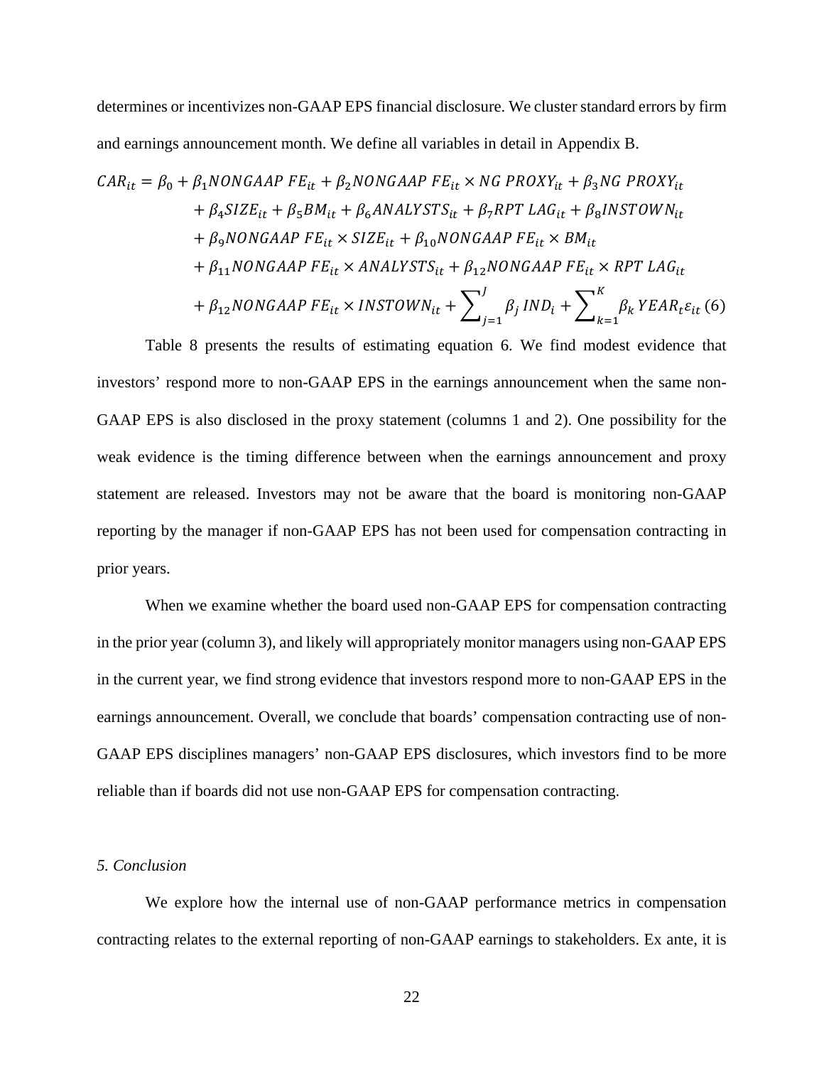determines or incentivizes non-GAAP EPS financial disclosure. We cluster standard errors by firm and earnings announcement month. We define all variables in detail in Appendix B.

$$
\begin{aligned}
CAR_{it} = \beta_0 &+ \beta_1 NONGAAP\ FE_{it} + \beta_2 NONGAAP\ FE_{it} \times NG\ PROXY_{it} + \beta_3 NG\ PROXY_{it} \\
&+ \beta_4 SIZE_{it} + \beta_5 BM_{it} + \beta_6 ANALYSTS_{it} + \beta_7 RPT\ LAG_{it} + \beta_8 INSTOWN_{it} \\
&+ \beta_9 NONGAAP\ FE_{it} \times SIZE_{it} + \beta_{10} NONGAAP\ FE_{it} \times BM_{it} \\
&+ \beta_{11} NONGAAP\ FE_{it} \times ANALYSTS_{it} + \beta_{12} NONGAAP\ FE_{it} \times RPT\ LAG_{it} \\
&+ \beta_{12} NONGAAP\ FE_{it} \times INSTOWN_{it} + \sum\nolimits_{j=1}^{J} \beta_j\, IND_i + \sum\nolimits_{k=1}^{K} \beta_k\, YEAR_t \varepsilon_{it} \quad (6)
\end{aligned}
$$

Table 8 presents the results of estimating equation 6. We find modest evidence that investors' respond more to non-GAAP EPS in the earnings announcement when the same non-GAAP EPS is also disclosed in the proxy statement (columns 1 and 2). One possibility for the weak evidence is the timing difference between when the earnings announcement and proxy statement are released. Investors may not be aware that the board is monitoring non-GAAP reporting by the manager if non-GAAP EPS has not been used for compensation contracting in prior years.

When we examine whether the board used non-GAAP EPS for compensation contracting in the prior year (column 3), and likely will appropriately monitor managers using non-GAAP EPS in the current year, we find strong evidence that investors respond more to non-GAAP EPS in the earnings announcement. Overall, we conclude that boards' compensation contracting use of non-GAAP EPS disciplines managers' non-GAAP EPS disclosures, which investors find to be more reliable than if boards did not use non-GAAP EPS for compensation contracting.

## *5. Conclusion*

We explore how the internal use of non-GAAP performance metrics in compensation contracting relates to the external reporting of non-GAAP earnings to stakeholders. Ex ante, it is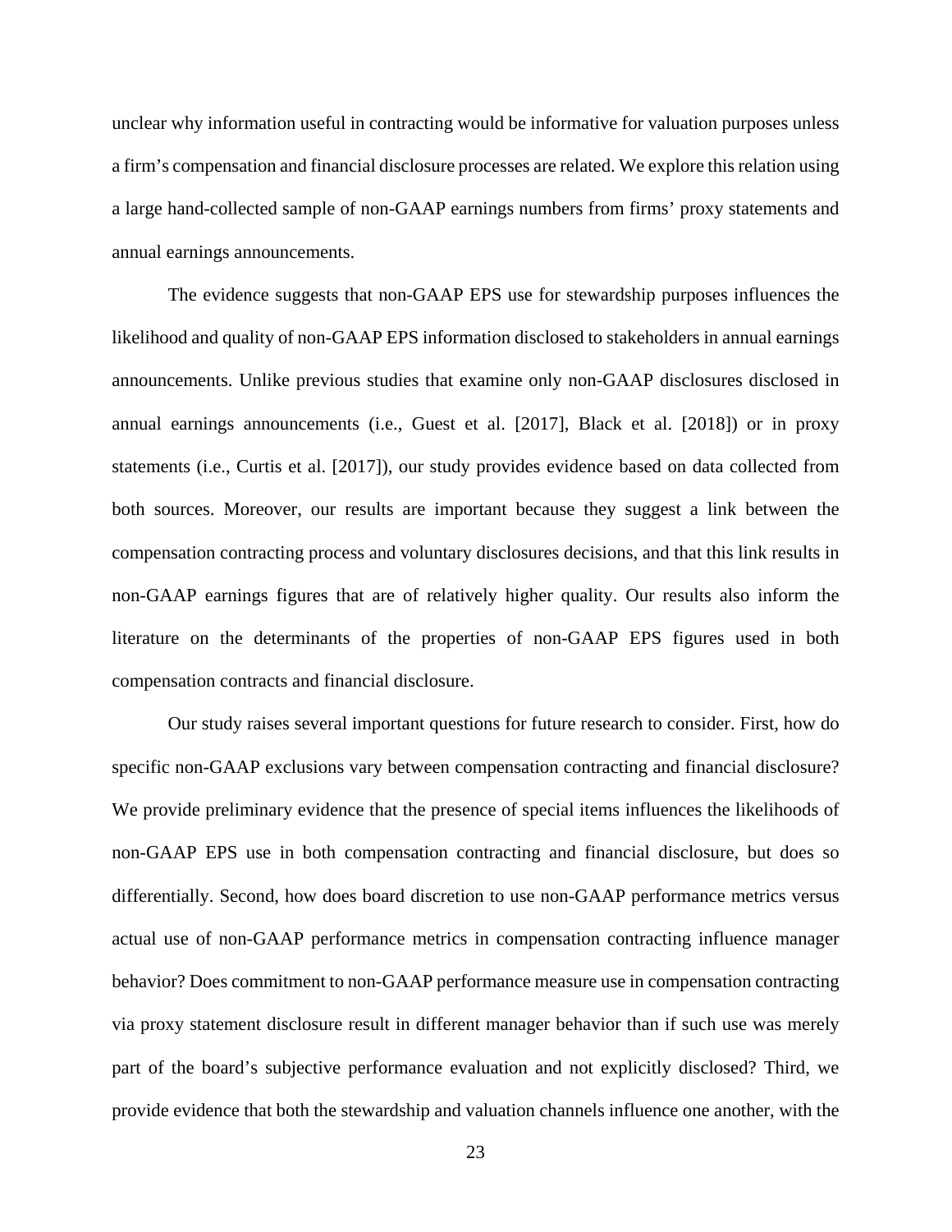unclear why information useful in contracting would be informative for valuation purposes unless a firm's compensation and financial disclosure processes are related. We explore this relation using a large hand-collected sample of non-GAAP earnings numbers from firms' proxy statements and annual earnings announcements.

The evidence suggests that non-GAAP EPS use for stewardship purposes influences the likelihood and quality of non-GAAP EPS information disclosed to stakeholders in annual earnings announcements. Unlike previous studies that examine only non-GAAP disclosures disclosed in annual earnings announcements (i.e., Guest et al. [2017], Black et al. [2018]) or in proxy statements (i.e., Curtis et al. [2017]), our study provides evidence based on data collected from both sources. Moreover, our results are important because they suggest a link between the compensation contracting process and voluntary disclosures decisions, and that this link results in non-GAAP earnings figures that are of relatively higher quality. Our results also inform the literature on the determinants of the properties of non-GAAP EPS figures used in both compensation contracts and financial disclosure.

Our study raises several important questions for future research to consider. First, how do specific non-GAAP exclusions vary between compensation contracting and financial disclosure? We provide preliminary evidence that the presence of special items influences the likelihoods of non-GAAP EPS use in both compensation contracting and financial disclosure, but does so differentially. Second, how does board discretion to use non-GAAP performance metrics versus actual use of non-GAAP performance metrics in compensation contracting influence manager behavior? Does commitment to non-GAAP performance measure use in compensation contracting via proxy statement disclosure result in different manager behavior than if such use was merely part of the board's subjective performance evaluation and not explicitly disclosed? Third, we provide evidence that both the stewardship and valuation channels influence one another, with the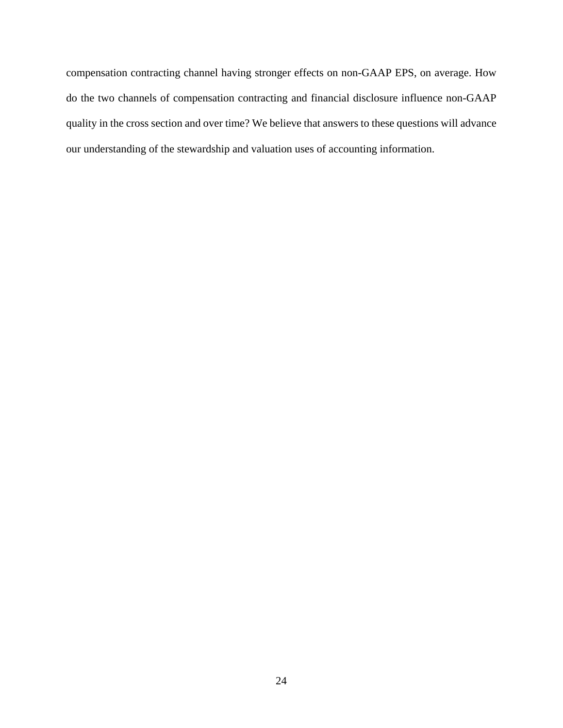compensation contracting channel having stronger effects on non-GAAP EPS, on average. How do the two channels of compensation contracting and financial disclosure influence non-GAAP quality in the cross section and over time? We believe that answers to these questions will advance our understanding of the stewardship and valuation uses of accounting information.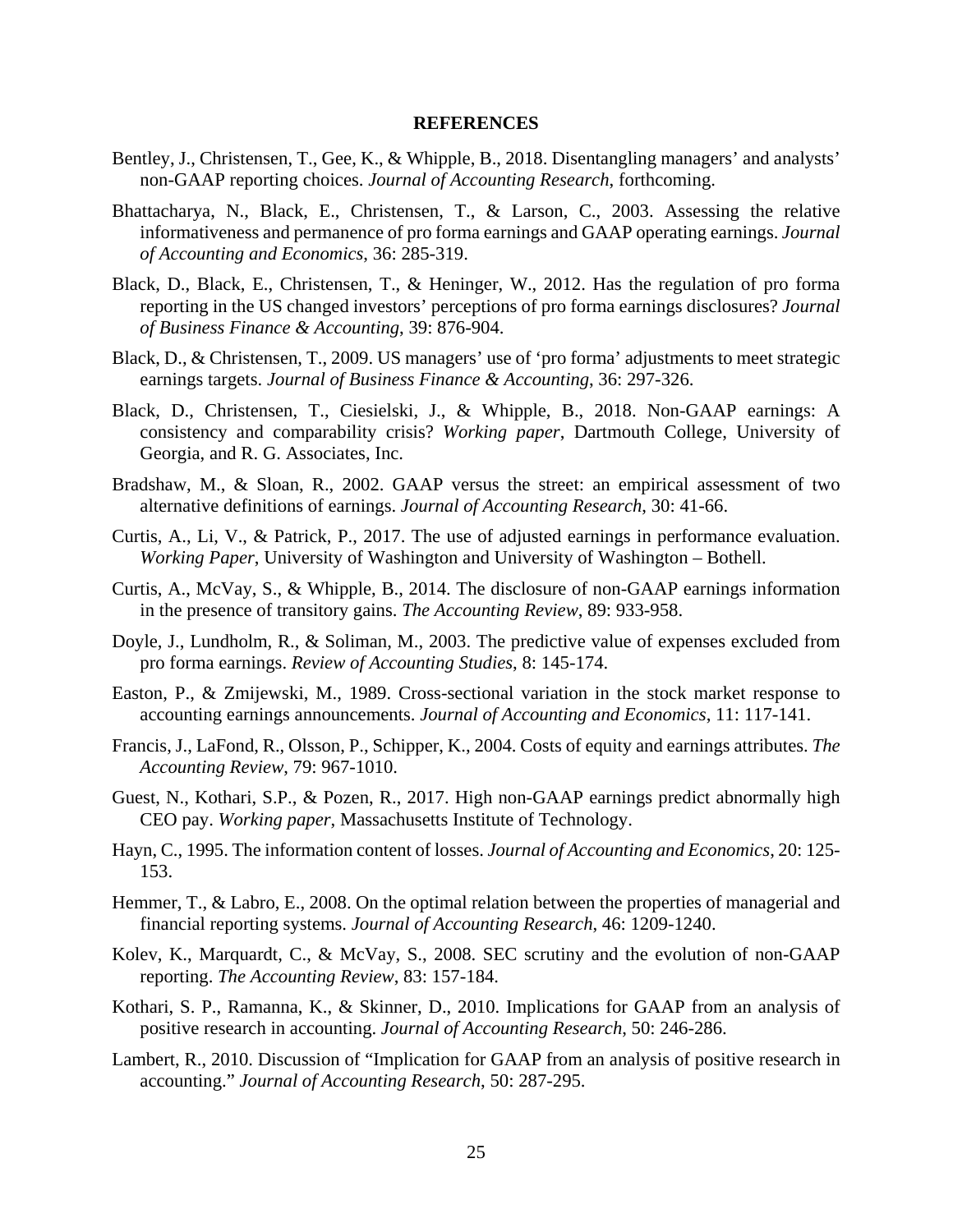## REFERENCES

Bentley, J., Christensen, T., Gee, K., & Whipple, B., 2018. Disentangling managers' and analysts' non-GAAP reporting choices. *Journal of Accounting Research*, forthcoming.

Bhattacharya, N., Black, E., Christensen, T., & Larson, C., 2003. Assessing the relative informativeness and permanence of pro forma earnings and GAAP operating earnings. *Journal of Accounting and Economics*, 36: 285-319.

Black, D., Black, E., Christensen, T., & Heninger, W., 2012. Has the regulation of pro forma reporting in the US changed investors' perceptions of pro forma earnings disclosures? *Journal of Business Finance & Accounting*, 39: 876-904.

Black, D., & Christensen, T., 2009. US managers' use of 'pro forma' adjustments to meet strategic earnings targets. *Journal of Business Finance & Accounting*, 36: 297-326.

Black, D., Christensen, T., Ciesielski, J., & Whipple, B., 2018. Non-GAAP earnings: A consistency and comparability crisis? *Working paper*, Dartmouth College, University of Georgia, and R. G. Associates, Inc.

Bradshaw, M., & Sloan, R., 2002. GAAP versus the street: an empirical assessment of two alternative definitions of earnings. *Journal of Accounting Research*, 30: 41-66.

Curtis, A., Li, V., & Patrick, P., 2017. The use of adjusted earnings in performance evaluation. *Working Paper*, University of Washington and University of Washington – Bothell.

Curtis, A., McVay, S., & Whipple, B., 2014. The disclosure of non-GAAP earnings information in the presence of transitory gains. *The Accounting Review*, 89: 933-958.

Doyle, J., Lundholm, R., & Soliman, M., 2003. The predictive value of expenses excluded from pro forma earnings. *Review of Accounting Studies*, 8: 145-174.

Easton, P., & Zmijewski, M., 1989. Cross-sectional variation in the stock market response to accounting earnings announcements. *Journal of Accounting and Economics*, 11: 117-141.

Francis, J., LaFond, R., Olsson, P., Schipper, K., 2004. Costs of equity and earnings attributes. *The Accounting Review*, 79: 967-1010.

Guest, N., Kothari, S.P., & Pozen, R., 2017. High non-GAAP earnings predict abnormally high CEO pay. *Working paper*, Massachusetts Institute of Technology.

Hayn, C., 1995. The information content of losses. *Journal of Accounting and Economics*, 20: 125-153.

Hemmer, T., & Labro, E., 2008. On the optimal relation between the properties of managerial and financial reporting systems. *Journal of Accounting Research*, 46: 1209-1240.

Kolev, K., Marquardt, C., & McVay, S., 2008. SEC scrutiny and the evolution of non-GAAP reporting. *The Accounting Review*, 83: 157-184.

Kothari, S. P., Ramanna, K., & Skinner, D., 2010. Implications for GAAP from an analysis of positive research in accounting. *Journal of Accounting Research*, 50: 246-286.

Lambert, R., 2010. Discussion of "Implication for GAAP from an analysis of positive research in accounting." *Journal of Accounting Research*, 50: 287-295.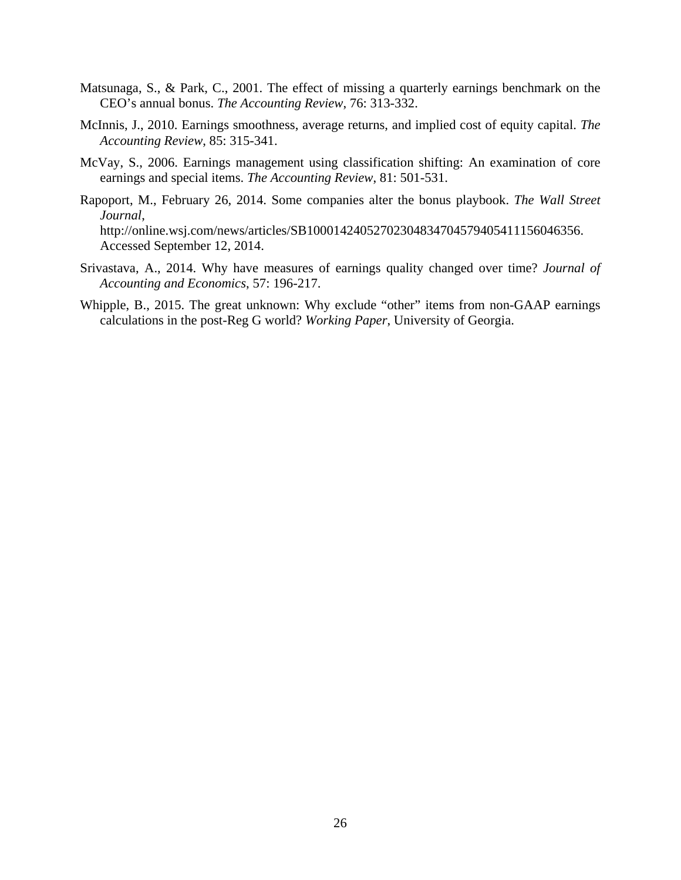Matsunaga, S., & Park, C., 2001. The effect of missing a quarterly earnings benchmark on the CEO's annual bonus. *The Accounting Review*, 76: 313-332.

McInnis, J., 2010. Earnings smoothness, average returns, and implied cost of equity capital. *The Accounting Review*, 85: 315-341.

McVay, S., 2006. Earnings management using classification shifting: An examination of core earnings and special items. *The Accounting Review*, 81: 501-531.

Rapoport, M., February 26, 2014. Some companies alter the bonus playbook. *The Wall Street Journal*, http://online.wsj.com/news/articles/SB10001424052702304834704579405411156046356. Accessed September 12, 2014.

Srivastava, A., 2014. Why have measures of earnings quality changed over time? *Journal of Accounting and Economics*, 57: 196-217.

Whipple, B., 2015. The great unknown: Why exclude "other" items from non-GAAP earnings calculations in the post-Reg G world? *Working Paper*, University of Georgia.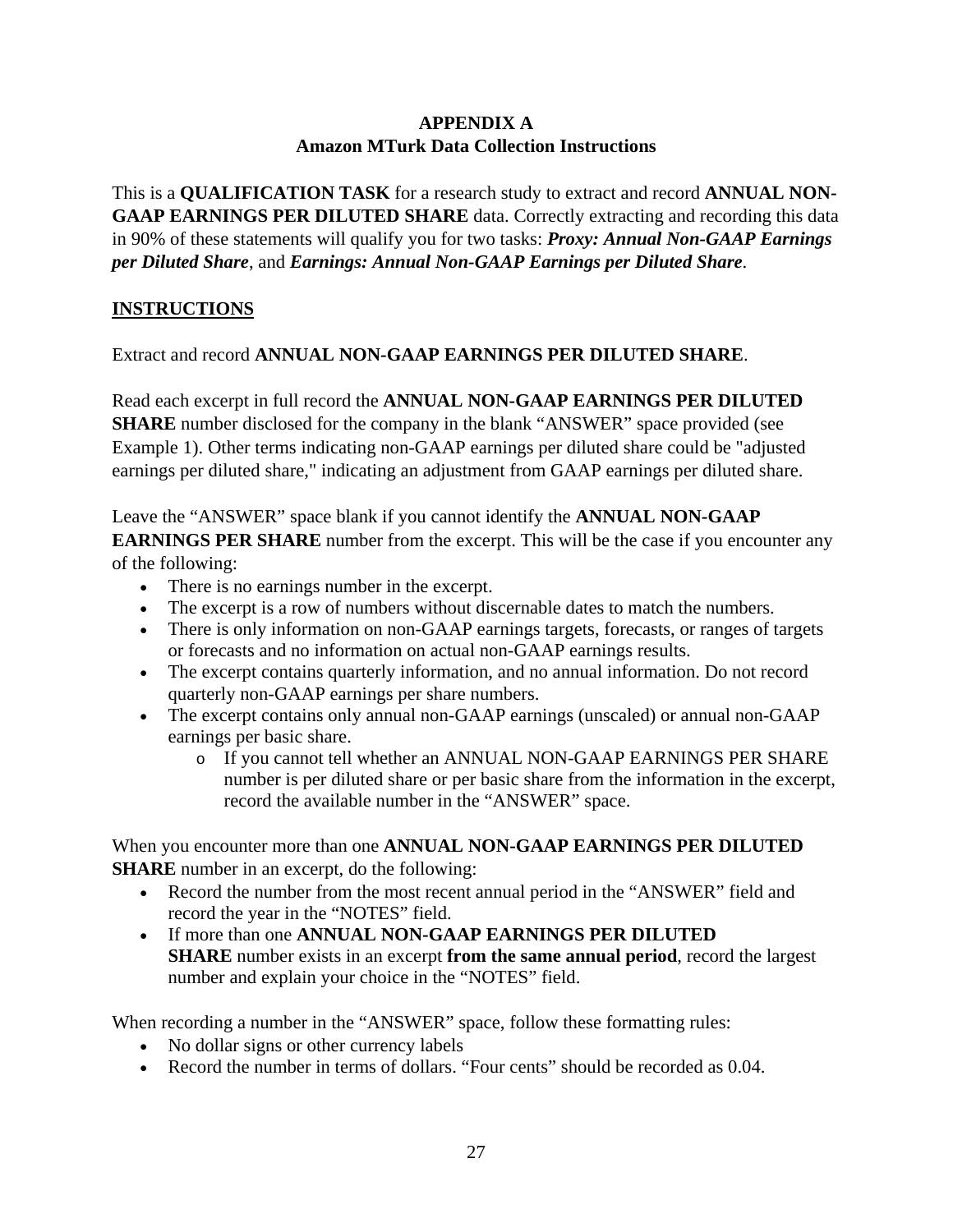# APPENDIX A
## Amazon MTurk Data Collection Instructions

This is a **QUALIFICATION TASK** for a research study to extract and record **ANNUAL NON-GAAP EARNINGS PER DILUTED SHARE** data. Correctly extracting and recording this data in 90% of these statements will qualify you for two tasks: ***Proxy: Annual Non-GAAP Earnings per Diluted Share***, and ***Earnings: Annual Non-GAAP Earnings per Diluted Share***.

## INSTRUCTIONS

Extract and record **ANNUAL NON-GAAP EARNINGS PER DILUTED SHARE**.

Read each excerpt in full record the **ANNUAL NON-GAAP EARNINGS PER DILUTED SHARE** number disclosed for the company in the blank "ANSWER" space provided (see Example 1). Other terms indicating non-GAAP earnings per diluted share could be "adjusted earnings per diluted share," indicating an adjustment from GAAP earnings per diluted share.

Leave the "ANSWER" space blank if you cannot identify the **ANNUAL NON-GAAP EARNINGS PER SHARE** number from the excerpt. This will be the case if you encounter any of the following:

- There is no earnings number in the excerpt.
- The excerpt is a row of numbers without discernable dates to match the numbers.
- There is only information on non-GAAP earnings targets, forecasts, or ranges of targets or forecasts and no information on actual non-GAAP earnings results.
- The excerpt contains quarterly information, and no annual information. Do not record quarterly non-GAAP earnings per share numbers.
- The excerpt contains only annual non-GAAP earnings (unscaled) or annual non-GAAP earnings per basic share.
    - If you cannot tell whether an ANNUAL NON-GAAP EARNINGS PER SHARE number is per diluted share or per basic share from the information in the excerpt, record the available number in the "ANSWER" space.

When you encounter more than one **ANNUAL NON-GAAP EARNINGS PER DILUTED SHARE** number in an excerpt, do the following:

- Record the number from the most recent annual period in the "ANSWER" field and record the year in the "NOTES" field.
- If more than one **ANNUAL NON-GAAP EARNINGS PER DILUTED SHARE** number exists in an excerpt **from the same annual period**, record the largest number and explain your choice in the "NOTES" field.

When recording a number in the "ANSWER" space, follow these formatting rules:

- No dollar signs or other currency labels
- Record the number in terms of dollars. "Four cents" should be recorded as 0.04.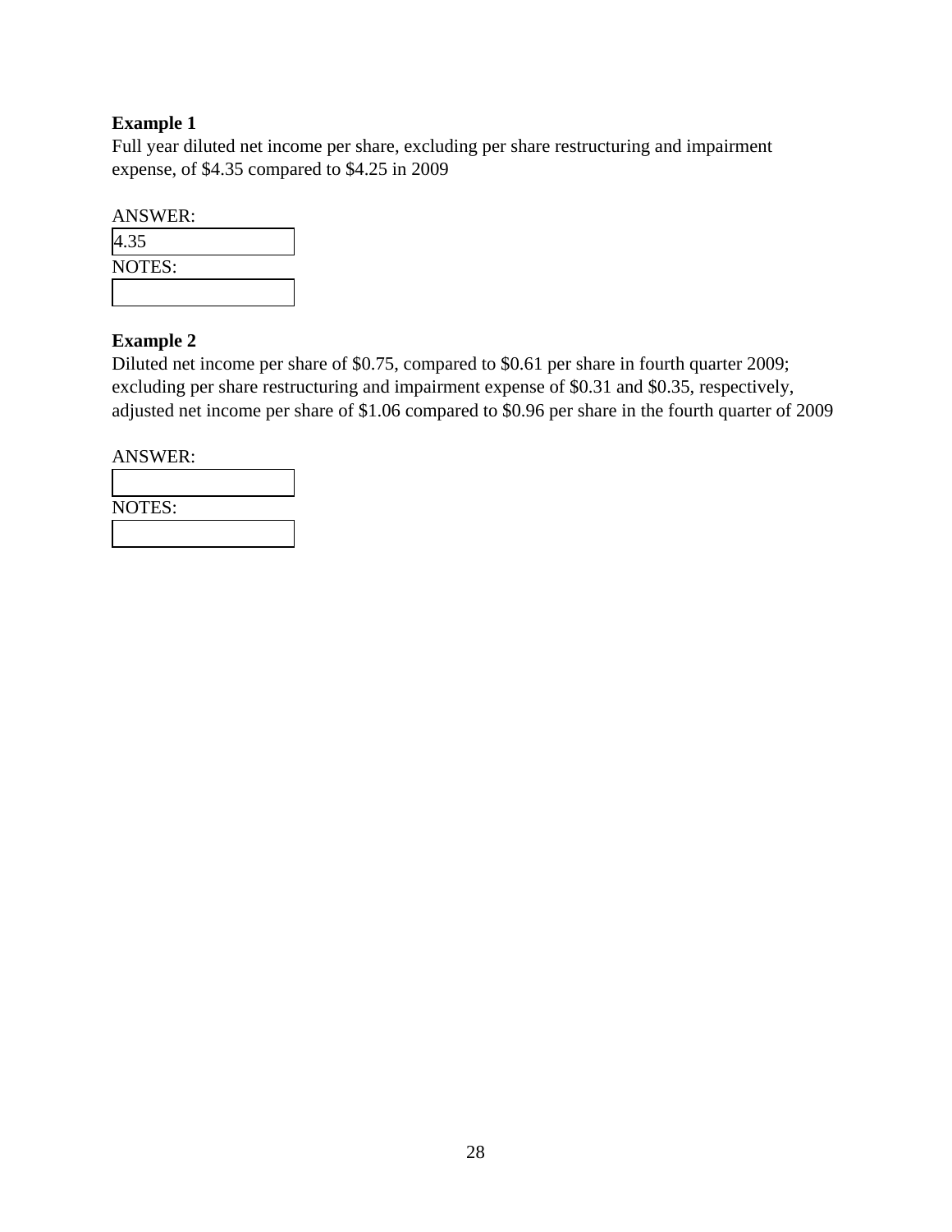**Example 1**

Full year diluted net income per share, excluding per share restructuring and impairment expense, of $4.35 compared to $4.25 in 2009

ANSWER:

| 4.35 |
|---|

NOTES:

| |
|---|

**Example 2**

Diluted net income per share of $0.75, compared to $0.61 per share in fourth quarter 2009; excluding per share restructuring and impairment expense of $0.31 and $0.35, respectively, adjusted net income per share of $1.06 compared to $0.96 per share in the fourth quarter of 2009

ANSWER:

| |
|---|

NOTES:

| |
|---|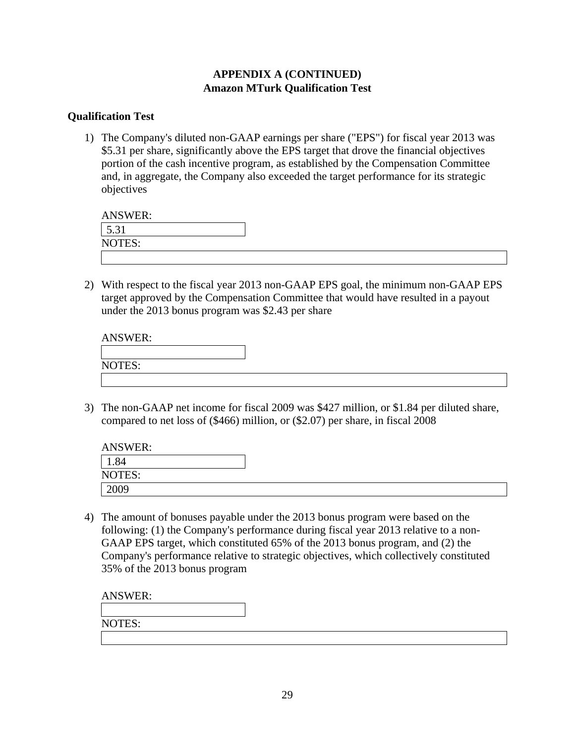## APPENDIX A (CONTINUED)
## Amazon MTurk Qualification Test

**Qualification Test**

1) The Company's diluted non-GAAP earnings per share ("EPS") for fiscal year 2013 was $5.31 per share, significantly above the EPS target that drove the financial objectives portion of the cash incentive program, as established by the Compensation Committee and, in aggregate, the Company also exceeded the target performance for its strategic objectives

   ANSWER:
   5.31
   NOTES:

2) With respect to the fiscal year 2013 non-GAAP EPS goal, the minimum non-GAAP EPS target approved by the Compensation Committee that would have resulted in a payout under the 2013 bonus program was $2.43 per share

   ANSWER:

   NOTES:

3) The non-GAAP net income for fiscal 2009 was $427 million, or $1.84 per diluted share, compared to net loss of ($466) million, or ($2.07) per share, in fiscal 2008

   ANSWER:
   1.84
   NOTES:
   2009

4) The amount of bonuses payable under the 2013 bonus program were based on the following: (1) the Company's performance during fiscal year 2013 relative to a non-GAAP EPS target, which constituted 65% of the 2013 bonus program, and (2) the Company's performance relative to strategic objectives, which collectively constituted 35% of the 2013 bonus program

   ANSWER:

   NOTES: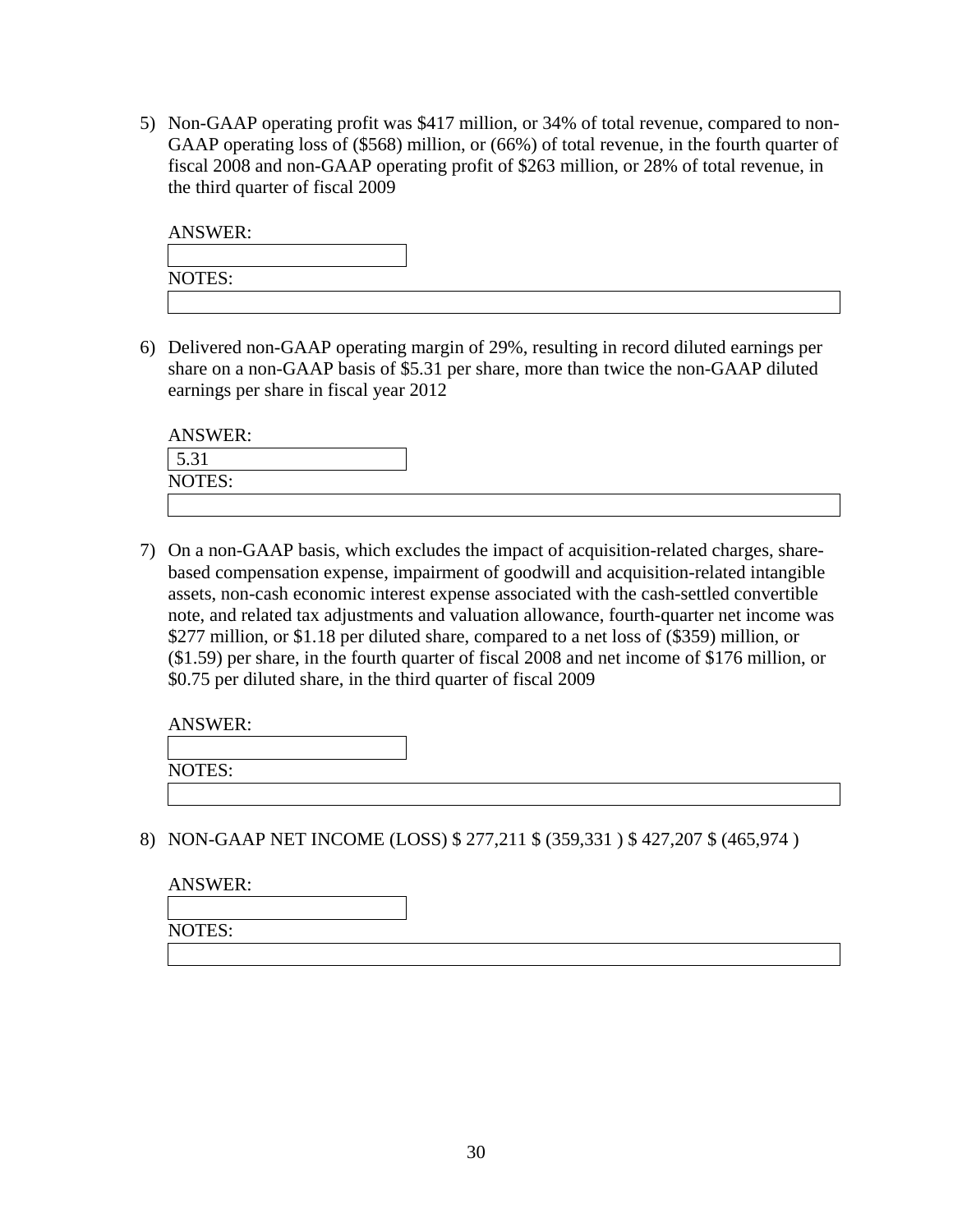5) Non-GAAP operating profit was $417 million, or 34% of total revenue, compared to non-GAAP operating loss of ($568) million, or (66%) of total revenue, in the fourth quarter of fiscal 2008 and non-GAAP operating profit of $263 million, or 28% of total revenue, in the third quarter of fiscal 2009

ANSWER:

NOTES:

6) Delivered non-GAAP operating margin of 29%, resulting in record diluted earnings per share on a non-GAAP basis of $5.31 per share, more than twice the non-GAAP diluted earnings per share in fiscal year 2012

ANSWER:

5.31

NOTES:

7) On a non-GAAP basis, which excludes the impact of acquisition-related charges, share-based compensation expense, impairment of goodwill and acquisition-related intangible assets, non-cash economic interest expense associated with the cash-settled convertible note, and related tax adjustments and valuation allowance, fourth-quarter net income was $277 million, or $1.18 per diluted share, compared to a net loss of ($359) million, or ($1.59) per share, in the fourth quarter of fiscal 2008 and net income of $176 million, or $0.75 per diluted share, in the third quarter of fiscal 2009

ANSWER:

NOTES:

8) NON-GAAP NET INCOME (LOSS) $ 277,211 $ (359,331 ) $ 427,207 $ (465,974 )

ANSWER:

NOTES: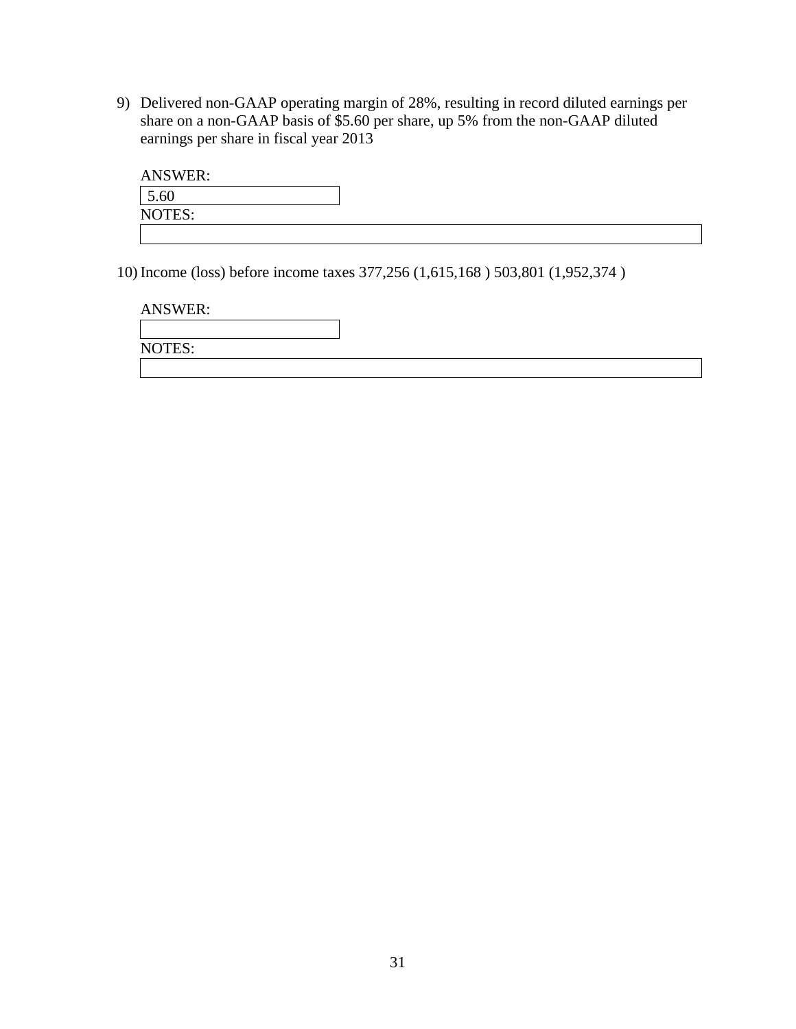9) Delivered non-GAAP operating margin of 28%, resulting in record diluted earnings per share on a non-GAAP basis of $5.60 per share, up 5% from the non-GAAP diluted earnings per share in fiscal year 2013

ANSWER:

5.60

NOTES:

10) Income (loss) before income taxes 377,256 (1,615,168 ) 503,801 (1,952,374 )

ANSWER:

NOTES: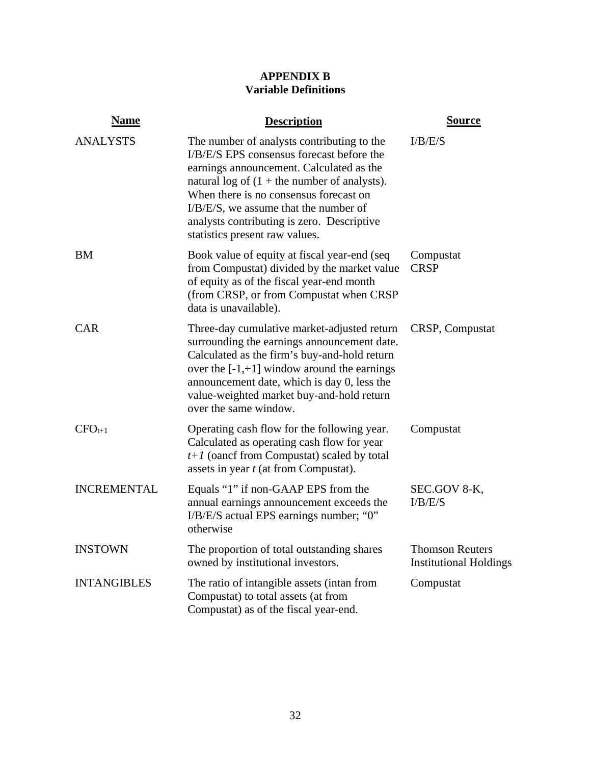**APPENDIX B**
**Variable Definitions**

| Name | Description | Source |
|---|---|---|
| ANALYSTS | The number of analysts contributing to the I/B/E/S EPS consensus forecast before the earnings announcement. Calculated as the natural log of (1 + the number of analysts). When there is no consensus forecast on I/B/E/S, we assume that the number of analysts contributing is zero. Descriptive statistics present raw values. | I/B/E/S |
| BM | Book value of equity at fiscal year-end (seq from Compustat) divided by the market value of equity as of the fiscal year-end month (from CRSP, or from Compustat when CRSP data is unavailable). | Compustat CRSP |
| CAR | Three-day cumulative market-adjusted return surrounding the earnings announcement date. Calculated as the firm's buy-and-hold return over the [-1,+1] window around the earnings announcement date, which is day 0, less the value-weighted market buy-and-hold return over the same window. | CRSP, Compustat |
| $CFO_{t+1}$ | Operating cash flow for the following year. Calculated as operating cash flow for year *t+1* (oancf from Compustat) scaled by total assets in year *t* (at from Compustat). | Compustat |
| INCREMENTAL | Equals "1" if non-GAAP EPS from the annual earnings announcement exceeds the I/B/E/S actual EPS earnings number; "0" otherwise | SEC.GOV 8-K, I/B/E/S |
| INSTOWN | The proportion of total outstanding shares owned by institutional investors. | Thomson Reuters Institutional Holdings |
| INTANGIBLES | The ratio of intangible assets (intan from Compustat) to total assets (at from Compustat) as of the fiscal year-end. | Compustat |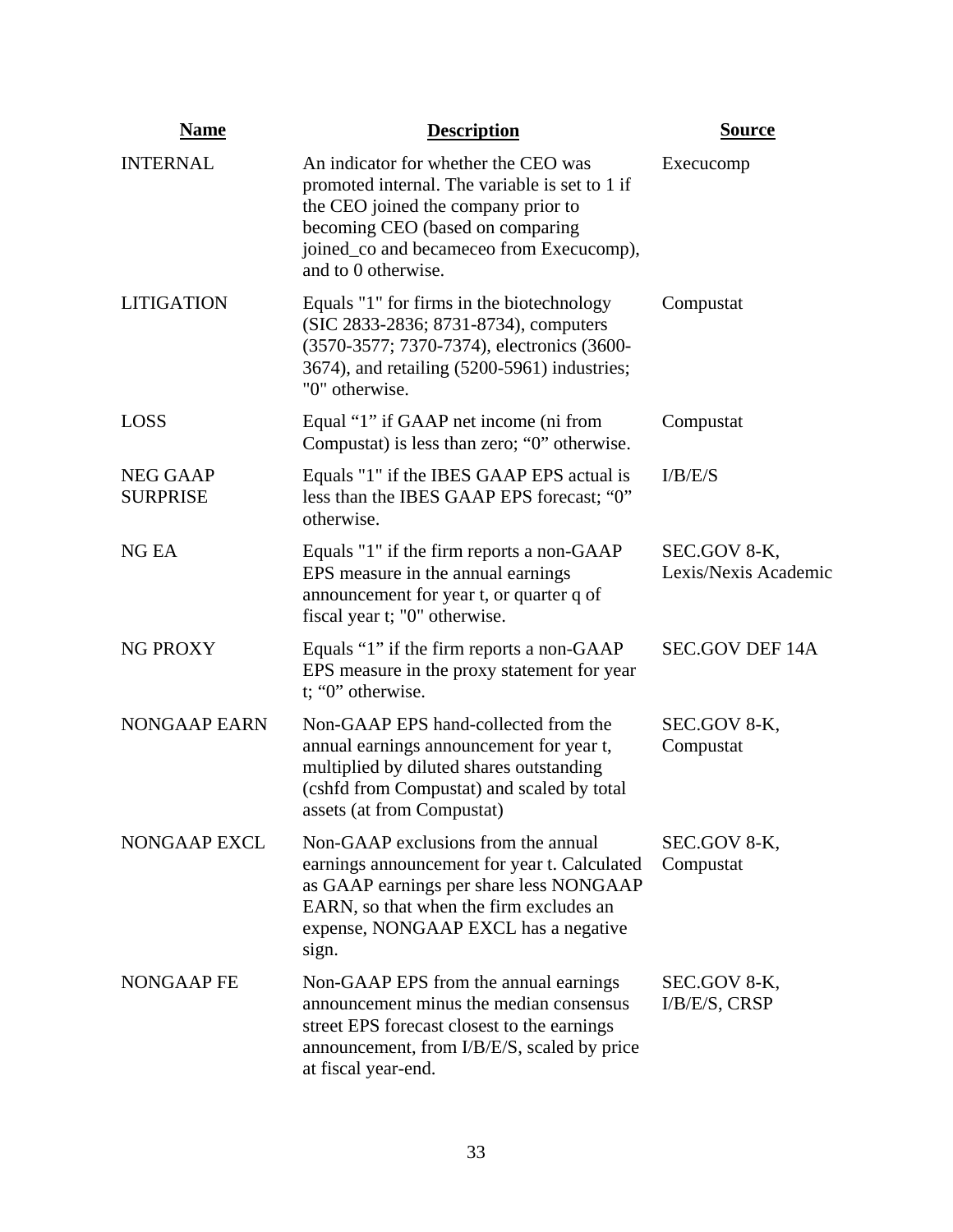| Name | Description | Source |
|---|---|---|
| INTERNAL | An indicator for whether the CEO was promoted internal. The variable is set to 1 if the CEO joined the company prior to becoming CEO (based on comparing joined_co and becameceo from Execucomp), and to 0 otherwise. | Execucomp |
| LITIGATION | Equals "1" for firms in the biotechnology (SIC 2833-2836; 8731-8734), computers (3570-3577; 7370-7374), electronics (3600-3674), and retailing (5200-5961) industries; "0" otherwise. | Compustat |
| LOSS | Equal "1" if GAAP net income (ni from Compustat) is less than zero; "0" otherwise. | Compustat |
| NEG GAAP SURPRISE | Equals "1" if the IBES GAAP EPS actual is less than the IBES GAAP EPS forecast; "0" otherwise. | I/B/E/S |
| NG EA | Equals "1" if the firm reports a non-GAAP EPS measure in the annual earnings announcement for year t, or quarter q of fiscal year t; "0" otherwise. | SEC.GOV 8-K, Lexis/Nexis Academic |
| NG PROXY | Equals "1" if the firm reports a non-GAAP EPS measure in the proxy statement for year t; "0" otherwise. | SEC.GOV DEF 14A |
| NONGAAP EARN | Non-GAAP EPS hand-collected from the annual earnings announcement for year t, multiplied by diluted shares outstanding (cshfd from Compustat) and scaled by total assets (at from Compustat) | SEC.GOV 8-K, Compustat |
| NONGAAP EXCL | Non-GAAP exclusions from the annual earnings announcement for year t. Calculated as GAAP earnings per share less NONGAAP EARN, so that when the firm excludes an expense, NONGAAP EXCL has a negative sign. | SEC.GOV 8-K, Compustat |
| NONGAAP FE | Non-GAAP EPS from the annual earnings announcement minus the median consensus street EPS forecast closest to the earnings announcement, from I/B/E/S, scaled by price at fiscal year-end. | SEC.GOV 8-K, I/B/E/S, CRSP |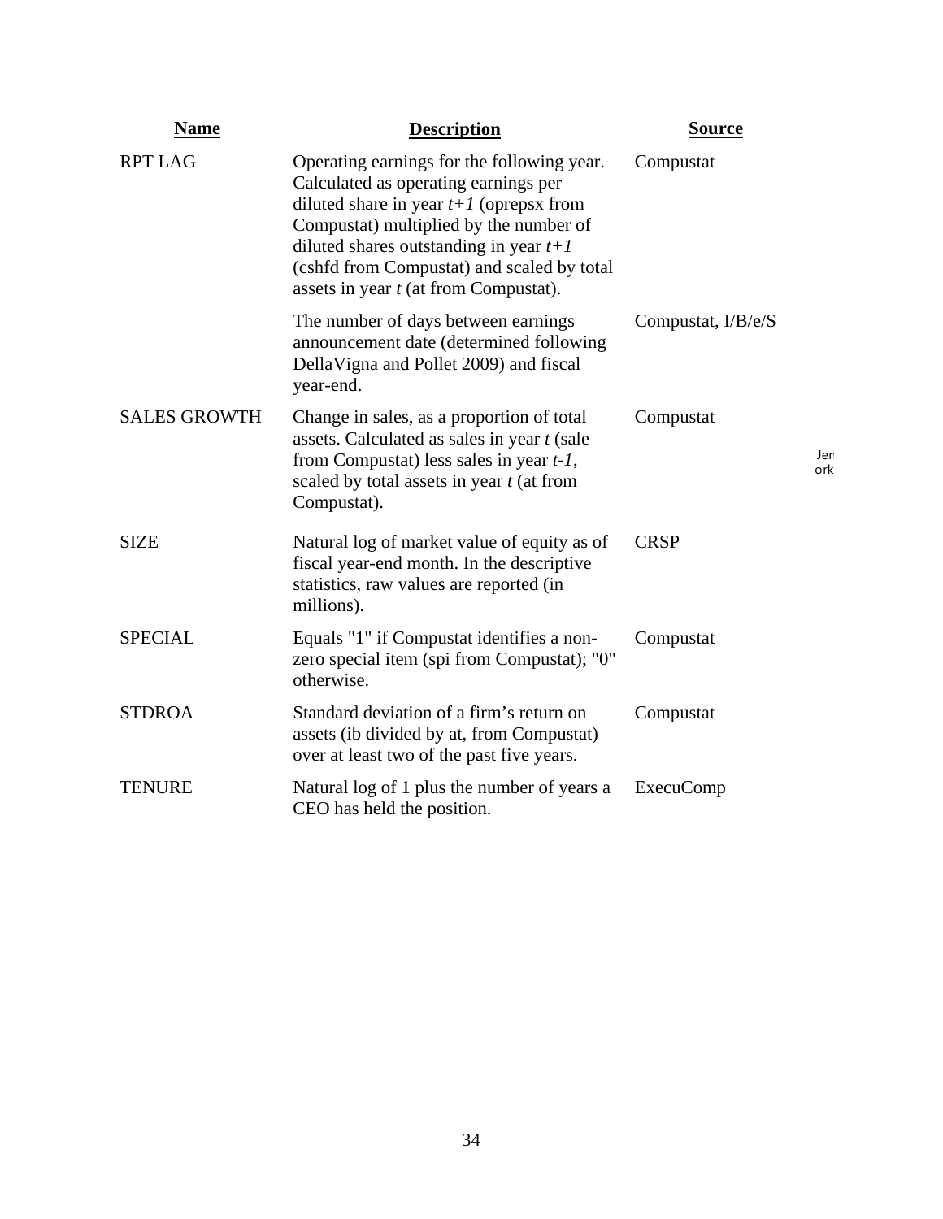| **Name** | **Description** | **Source** |
|---|---|---|
| RPT LAG | Operating earnings for the following year. Calculated as operating earnings per diluted share in year *t+1* (oprepsx from Compustat) multiplied by the number of diluted shares outstanding in year *t+1* (cshfd from Compustat) and scaled by total assets in year *t* (at from Compustat). | Compustat |
| | The number of days between earnings announcement date (determined following DellaVigna and Pollet 2009) and fiscal year-end. | Compustat, I/B/e/S |
| SALES GROWTH | Change in sales, as a proportion of total assets. Calculated as sales in year *t* (sale from Compustat) less sales in year *t-1*, scaled by total assets in year *t* (at from Compustat). | Compustat |
| SIZE | Natural log of market value of equity as of fiscal year-end month. In the descriptive statistics, raw values are reported (in millions). | CRSP |
| SPECIAL | Equals "1" if Compustat identifies a non-zero special item (spi from Compustat); "0" otherwise. | Compustat |
| STDROA | Standard deviation of a firm's return on assets (ib divided by at, from Compustat) over at least two of the past five years. | Compustat |
| TENURE | Natural log of 1 plus the number of years a CEO has held the position. | ExecuComp |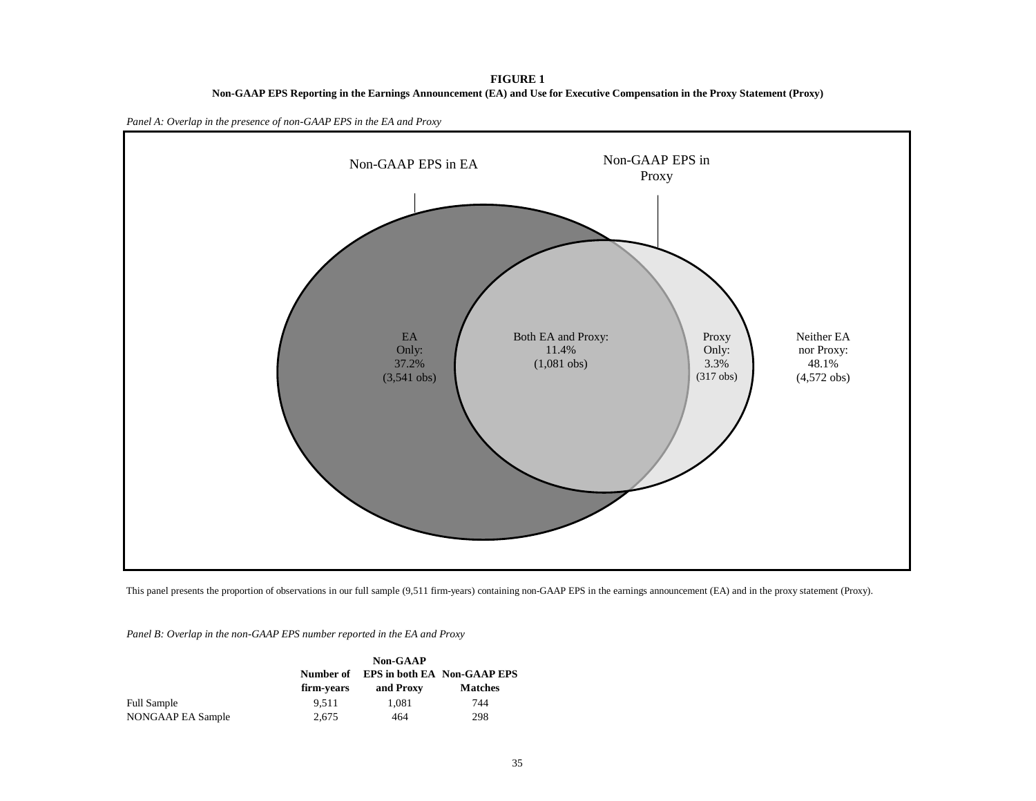**FIGURE 1**

**Non-GAAP EPS Reporting in the Earnings Announcement (EA) and Use for Executive Compensation in the Proxy Statement (Proxy)**

*Panel A: Overlap in the presence of non-GAAP EPS in the EA and Proxy*

Non-GAAP EPS in EA

Non-GAAP EPS in Proxy

EA Only: 37.2% (3,541 obs)

Both EA and Proxy: 11.4% (1,081 obs)

Proxy Only: 3.3% (317 obs)

Neither EA nor Proxy: 48.1% (4,572 obs)

This panel presents the proportion of observations in our full sample (9,511 firm-years) containing non-GAAP EPS in the earnings announcement (EA) and in the proxy statement (Proxy).

*Panel B: Overlap in the non-GAAP EPS number reported in the EA and Proxy*

| | Number of firm-years | Non-GAAP EPS in both EA and Proxy | Non-GAAP EPS Matches |
|---|---|---|---|
| Full Sample | 9,511 | 1,081 | 744 |
| NONGAAP EA Sample | 2,675 | 464 | 298 |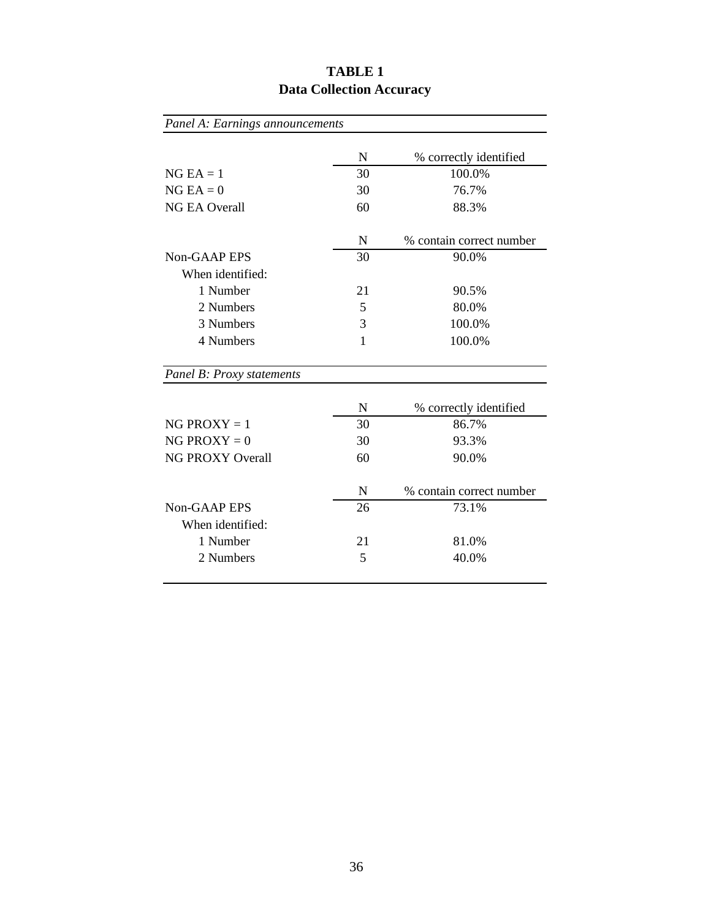# TABLE 1

## Data Collection Accuracy

*Panel A: Earnings announcements*

| | N | % correctly identified |
|---|---|---|
| NG EA = 1 | 30 | 100.0% |
| NG EA = 0 | 30 | 76.7% |
| NG EA Overall | 60 | 88.3% |

| | N | % contain correct number |
|---|---|---|
| Non-GAAP EPS | 30 | 90.0% |
| When identified: | | |
| 1 Number | 21 | 90.5% |
| 2 Numbers | 5 | 80.0% |
| 3 Numbers | 3 | 100.0% |
| 4 Numbers | 1 | 100.0% |

*Panel B: Proxy statements*

| | N | % correctly identified |
|---|---|---|
| NG PROXY = 1 | 30 | 86.7% |
| NG PROXY = 0 | 30 | 93.3% |
| NG PROXY Overall | 60 | 90.0% |

| | N | % contain correct number |
|---|---|---|
| Non-GAAP EPS | 26 | 73.1% |
| When identified: | | |
| 1 Number | 21 | 81.0% |
| 2 Numbers | 5 | 40.0% |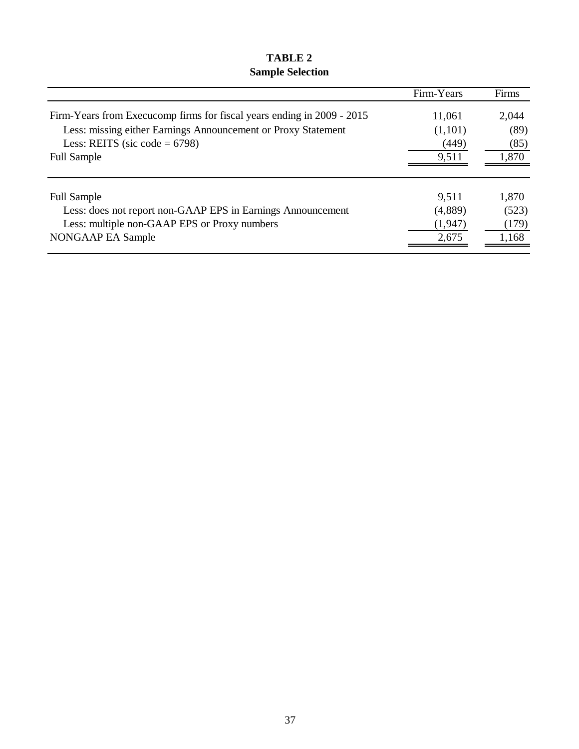**TABLE 2**
**Sample Selection**

| | Firm-Years | Firms |
|---|---|---|
| Firm-Years from Execucomp firms for fiscal years ending in 2009 - 2015 | 11,061 | 2,044 |
| Less: missing either Earnings Announcement or Proxy Statement | (1,101) | (89) |
| Less: REITS (sic code = 6798) | (449) | (85) |
| Full Sample | 9,511 | 1,870 |
| | | |
| Full Sample | 9,511 | 1,870 |
| Less: does not report non-GAAP EPS in Earnings Announcement | (4,889) | (523) |
| Less: multiple non-GAAP EPS or Proxy numbers | (1,947) | (179) |
| NONGAAP EA Sample | 2,675 | 1,168 |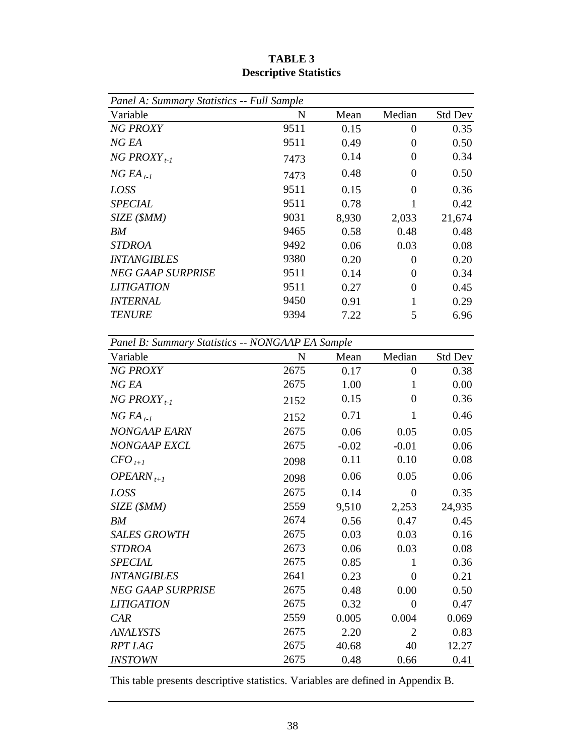**TABLE 3**
**Descriptive Statistics**

*Panel A: Summary Statistics -- Full Sample*

| Variable | N | Mean | Median | Std Dev |
|---|---|---|---|---|
| *NG PROXY* | 9511 | 0.15 | 0 | 0.35 |
| *NG EA* | 9511 | 0.49 | 0 | 0.50 |
| $NG\ PROXY_{t-1}$ | 7473 | 0.14 | 0 | 0.34 |
| $NG\ EA_{t-1}$ | 7473 | 0.48 | 0 | 0.50 |
| *LOSS* | 9511 | 0.15 | 0 | 0.36 |
| *SPECIAL* | 9511 | 0.78 | 1 | 0.42 |
| *SIZE ($MM)* | 9031 | 8,930 | 2,033 | 21,674 |
| *BM* | 9465 | 0.58 | 0.48 | 0.48 |
| *STDROA* | 9492 | 0.06 | 0.03 | 0.08 |
| *INTANGIBLES* | 9380 | 0.20 | 0 | 0.20 |
| *NEG GAAP SURPRISE* | 9511 | 0.14 | 0 | 0.34 |
| *LITIGATION* | 9511 | 0.27 | 0 | 0.45 |
| *INTERNAL* | 9450 | 0.91 | 1 | 0.29 |
| *TENURE* | 9394 | 7.22 | 5 | 6.96 |

*Panel B: Summary Statistics -- NONGAAP EA Sample*

| Variable | N | Mean | Median | Std Dev |
|---|---|---|---|---|
| *NG PROXY* | 2675 | 0.17 | 0 | 0.38 |
| *NG EA* | 2675 | 1.00 | 1 | 0.00 |
| $NG\ PROXY_{t-1}$ | 2152 | 0.15 | 0 | 0.36 |
| $NG\ EA_{t-1}$ | 2152 | 0.71 | 1 | 0.46 |
| *NONGAAP EARN* | 2675 | 0.06 | 0.05 | 0.05 |
| *NONGAAP EXCL* | 2675 | -0.02 | -0.01 | 0.06 |
| $CFO_{t+1}$ | 2098 | 0.11 | 0.10 | 0.08 |
| $OPEARN_{t+1}$ | 2098 | 0.06 | 0.05 | 0.06 |
| *LOSS* | 2675 | 0.14 | 0 | 0.35 |
| *SIZE ($MM)* | 2559 | 9,510 | 2,253 | 24,935 |
| *BM* | 2674 | 0.56 | 0.47 | 0.45 |
| *SALES GROWTH* | 2675 | 0.03 | 0.03 | 0.16 |
| *STDROA* | 2673 | 0.06 | 0.03 | 0.08 |
| *SPECIAL* | 2675 | 0.85 | 1 | 0.36 |
| *INTANGIBLES* | 2641 | 0.23 | 0 | 0.21 |
| *NEG GAAP SURPRISE* | 2675 | 0.48 | 0.00 | 0.50 |
| *LITIGATION* | 2675 | 0.32 | 0 | 0.47 |
| *CAR* | 2559 | 0.005 | 0.004 | 0.069 |
| *ANALYSTS* | 2675 | 2.20 | 2 | 0.83 |
| *RPT LAG* | 2675 | 40.68 | 40 | 12.27 |
| *INSTOWN* | 2675 | 0.48 | 0.66 | 0.41 |

This table presents descriptive statistics. Variables are defined in Appendix B.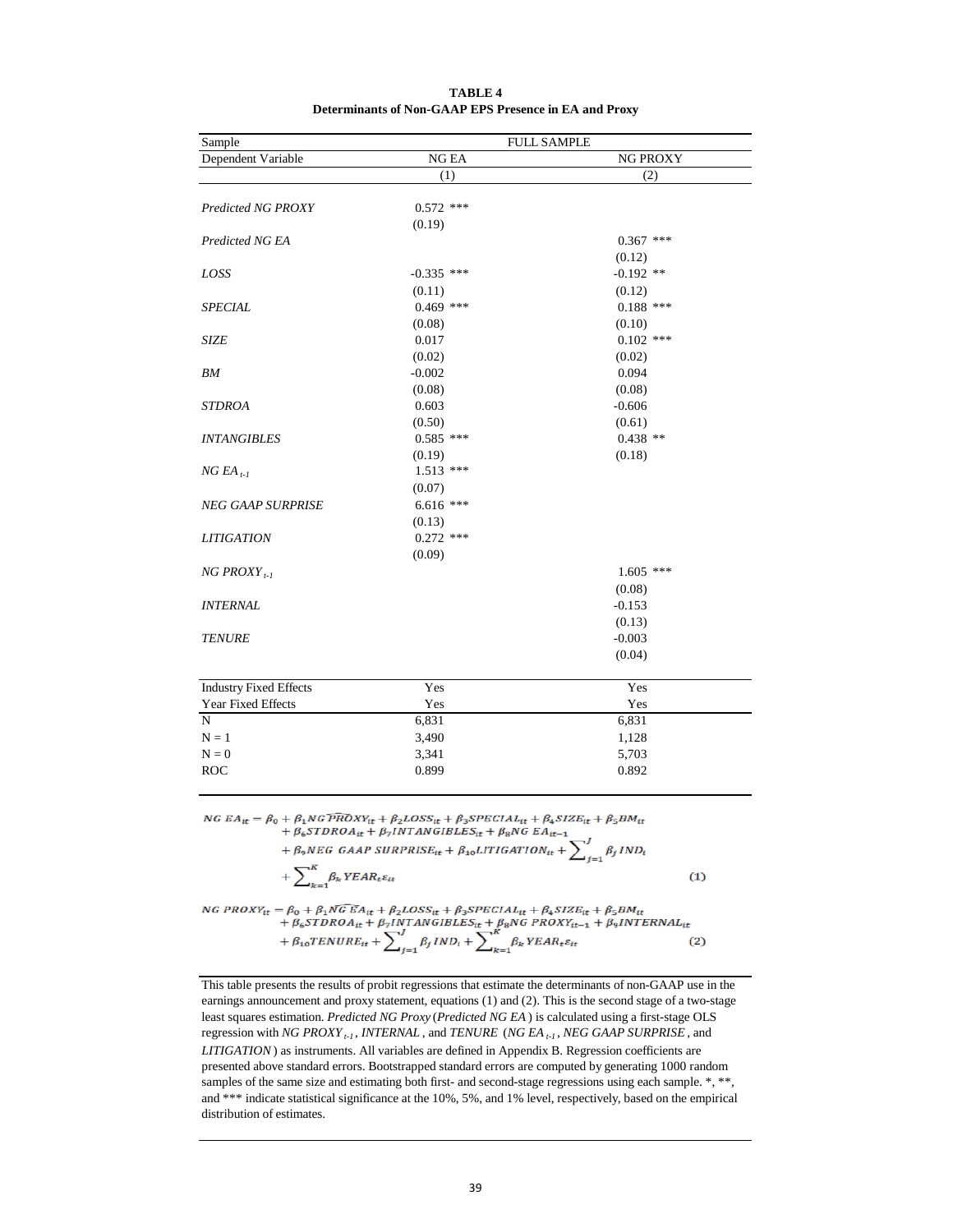**TABLE 4**
**Determinants of Non-GAAP EPS Presence in EA and Proxy**

| Sample | FULL SAMPLE | |
|---|---|---|
| Dependent Variable | NG EA | NG PROXY |
| | (1) | (2) |
| *Predicted NG PROXY* | 0.572 *** | |
| | (0.19) | |
| *Predicted NG EA* | | 0.367 *** |
| | | (0.12) |
| *LOSS* | -0.335 *** | -0.192 ** |
| | (0.11) | (0.12) |
| *SPECIAL* | 0.469 *** | 0.188 *** |
| | (0.08) | (0.10) |
| *SIZE* | 0.017 | 0.102 *** |
| | (0.02) | (0.02) |
| *BM* | -0.002 | 0.094 |
| | (0.08) | (0.08) |
| *STDROA* | 0.603 | -0.606 |
| | (0.50) | (0.61) |
| *INTANGIBLES* | 0.585 *** | 0.438 ** |
| | (0.19) | (0.18) |
| *NG EA* $_{t-1}$ | 1.513 *** | |
| | (0.07) | |
| *NEG GAAP SURPRISE* | 6.616 *** | |
| | (0.13) | |
| *LITIGATION* | 0.272 *** | |
| | (0.09) | |
| *NG PROXY* $_{t-1}$ | | 1.605 *** |
| | | (0.08) |
| *INTERNAL* | | -0.153 |
| | | (0.13) |
| *TENURE* | | -0.003 |
| | | (0.04) |
| Industry Fixed Effects | Yes | Yes |
| Year Fixed Effects | Yes | Yes |
| N | 6,831 | 6,831 |
| N = 1 | 3,490 | 1,128 |
| N = 0 | 3,341 | 5,703 |
| ROC | 0.899 | 0.892 |

$$NG\ EA_{it} = \beta_0 + \beta_1 \widehat{NG\ PROXY}_{it} + \beta_2 LOSS_{it} + \beta_3 SPECIAL_{it} + \beta_4 SIZE_{it} + \beta_5 BM_{it} + \beta_6 STDROA_{it} + \beta_7 INTANGIBLES_{it} + \beta_8 NG\ EA_{it-1} + \beta_9 NEG\ GAAP\ SURPRISE_{it} + \beta_{10} LITIGATION_{it} + \sum_{j=1}^{J} \beta_j IND_i + \sum_{k=1}^{K} \beta_k YEAR_t \varepsilon_{it} \quad (1)$$

$$NG\ PROXY_{it} = \beta_0 + \beta_1 \widehat{NG\ EA}_{it} + \beta_2 LOSS_{it} + \beta_3 SPECIAL_{it} + \beta_4 SIZE_{it} + \beta_5 BM_{it} + \beta_6 STDROA_{it} + \beta_7 INTANGIBLES_{it} + \beta_8 NG\ PROXY_{it-1} + \beta_9 INTERNAL_{it} + \beta_{10} TENURE_{it} + \sum_{j=1}^{J} \beta_j IND_i + \sum_{k=1}^{K} \beta_k YEAR_t \varepsilon_{it} \quad (2)$$

This table presents the results of probit regressions that estimate the determinants of non-GAAP use in the earnings announcement and proxy statement, equations (1) and (2). This is the second stage of a two-stage least squares estimation. *Predicted NG Proxy* (*Predicted NG EA*) is calculated using a first-stage OLS regression with *NG PROXY* $_{t-1}$, *INTERNAL*, and *TENURE* (*NG EA* $_{t-1}$, *NEG GAAP SURPRISE*, and *LITIGATION*) as instruments. All variables are defined in Appendix B. Regression coefficients are presented above standard errors. Bootstrapped standard errors are computed by generating 1000 random samples of the same size and estimating both first- and second-stage regressions using each sample. *, **, and *** indicate statistical significance at the 10%, 5%, and 1% level, respectively, based on the empirical distribution of estimates.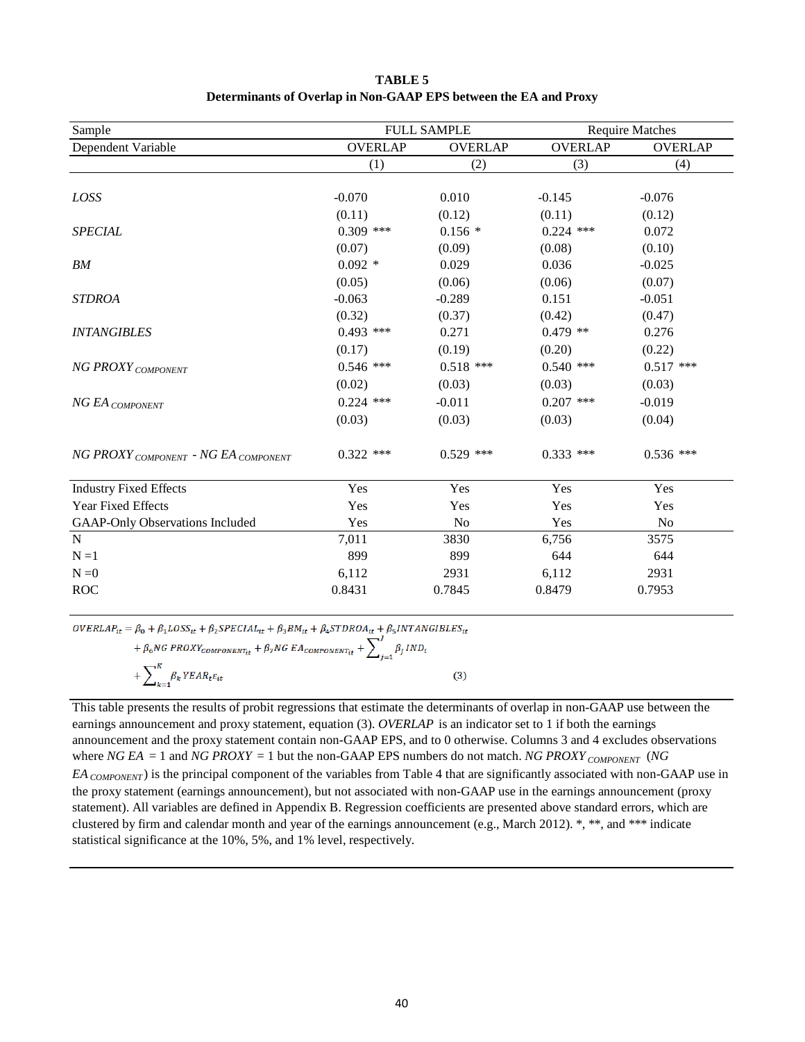**TABLE 5**
**Determinants of Overlap in Non-GAAP EPS between the EA and Proxy**

| Sample | FULL SAMPLE | | Require Matches | |
|---|---|---|---|---|
| Dependent Variable | OVERLAP | OVERLAP | OVERLAP | OVERLAP |
| | (1) | (2) | (3) | (4) |
| *LOSS* | -0.070 | 0.010 | -0.145 | -0.076 |
| | (0.11) | (0.12) | (0.11) | (0.12) |
| *SPECIAL* | 0.309 *** | 0.156 * | 0.224 *** | 0.072 |
| | (0.07) | (0.09) | (0.08) | (0.10) |
| *BM* | 0.092 * | 0.029 | 0.036 | -0.025 |
| | (0.05) | (0.06) | (0.06) | (0.07) |
| *STDROA* | -0.063 | -0.289 | 0.151 | -0.051 |
| | (0.32) | (0.37) | (0.42) | (0.47) |
| *INTANGIBLES* | 0.493 *** | 0.271 | 0.479 ** | 0.276 |
| | (0.17) | (0.19) | (0.20) | (0.22) |
| $NG\ PROXY_{COMPONENT}$ | 0.546 *** | 0.518 *** | 0.540 *** | 0.517 *** |
| | (0.02) | (0.03) | (0.03) | (0.03) |
| $NG\ EA_{COMPONENT}$ | 0.224 *** | -0.011 | 0.207 *** | -0.019 |
| | (0.03) | (0.03) | (0.03) | (0.04) |
| $NG\ PROXY_{COMPONENT}$ - $NG\ EA_{COMPONENT}$ | 0.322 *** | 0.529 *** | 0.333 *** | 0.536 *** |
| Industry Fixed Effects | Yes | Yes | Yes | Yes |
| Year Fixed Effects | Yes | Yes | Yes | Yes |
| GAAP-Only Observations Included | Yes | No | Yes | No |
| N | 7,011 | 3830 | 6,756 | 3575 |
| N =1 | 899 | 899 | 644 | 644 |
| N =0 | 6,112 | 2931 | 6,112 | 2931 |
| ROC | 0.8431 | 0.7845 | 0.8479 | 0.7953 |

$$OVERLAP_{it} = \beta_0 + \beta_1 LOSS_{it} + \beta_2 SPECIAL_{it} + \beta_3 BM_{it} + \beta_4 STDROA_{it} + \beta_5 INTANGIBLES_{it} + \beta_6 NG\ PROXY_{COMPONENT_{it}} + \beta_7 NG\ EA_{COMPONENT_{it}} + \sum_{j=1}^{J} \beta_j IND_t + \sum_{k=1}^{K} \beta_k YEAR_t \varepsilon_{it} \qquad (3)$$

This table presents the results of probit regressions that estimate the determinants of overlap in non-GAAP use between the earnings announcement and proxy statement, equation (3). *OVERLAP* is an indicator set to 1 if both the earnings announcement and the proxy statement contain non-GAAP EPS, and to 0 otherwise. Columns 3 and 4 excludes observations where *NG EA* = 1 and *NG PROXY* = 1 but the non-GAAP EPS numbers do not match. $NG\ PROXY_{COMPONENT}$ ($NG\ EA_{COMPONENT}$) is the principal component of the variables from Table 4 that are significantly associated with non-GAAP use in the proxy statement (earnings announcement), but not associated with non-GAAP use in the earnings announcement (proxy statement). All variables are defined in Appendix B. Regression coefficients are presented above standard errors, which are clustered by firm and calendar month and year of the earnings announcement (e.g., March 2012). *, **, and *** indicate statistical significance at the 10%, 5%, and 1% level, respectively.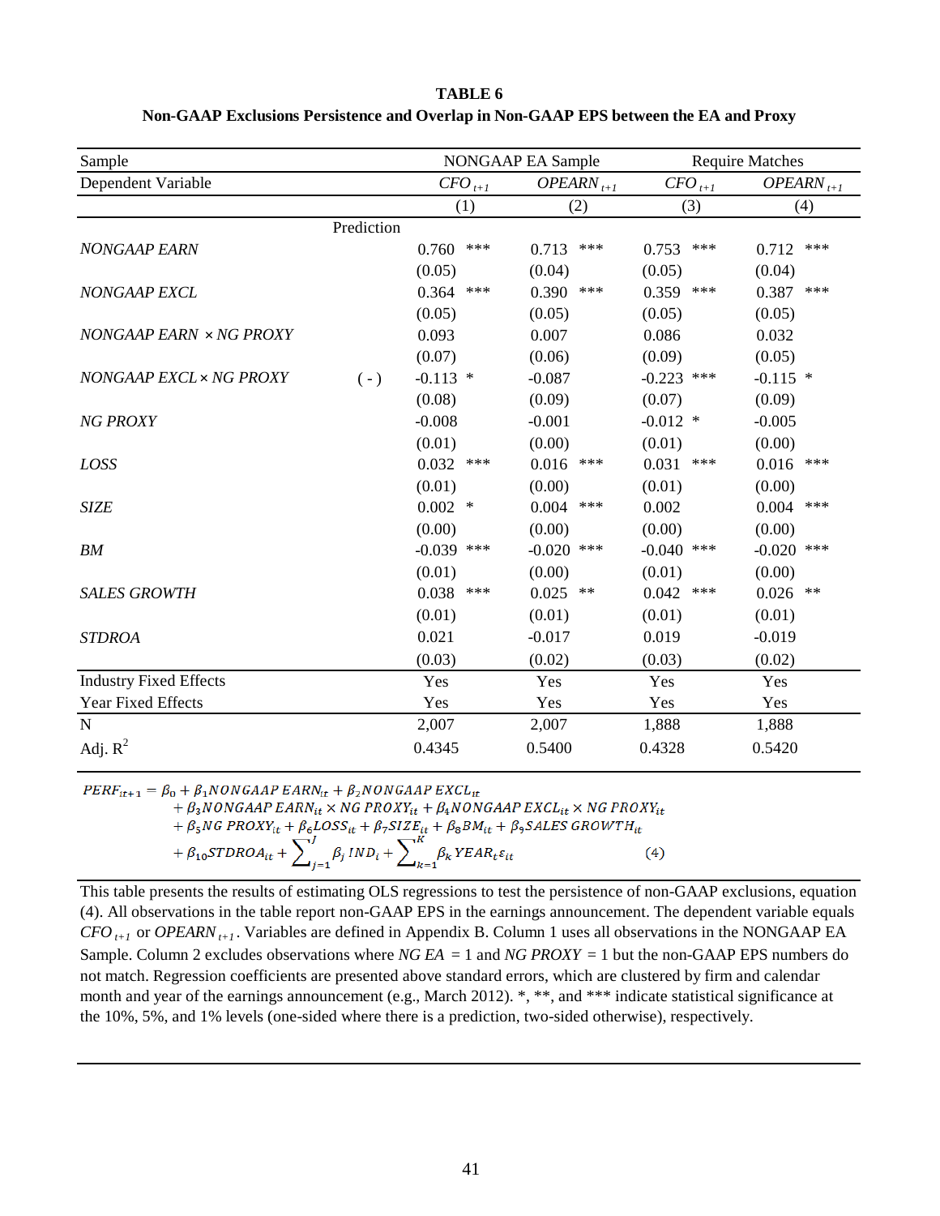**TABLE 6**

**Non-GAAP Exclusions Persistence and Overlap in Non-GAAP EPS between the EA and Proxy**

| Sample | | NONGAAP EA Sample | | Require Matches | |
|---|---|---|---|---|---|
| Dependent Variable | | $CFO_{t+1}$ | $OPEARN_{t+1}$ | $CFO_{t+1}$ | $OPEARN_{t+1}$ |
| | | (1) | (2) | (3) | (4) |
| | Prediction | | | | |
| *NONGAAP EARN* | | 0.760 *** | 0.713 *** | 0.753 *** | 0.712 *** |
| | | (0.05) | (0.04) | (0.05) | (0.04) |
| *NONGAAP EXCL* | | 0.364 *** | 0.390 *** | 0.359 *** | 0.387 *** |
| | | (0.05) | (0.05) | (0.05) | (0.05) |
| *NONGAAP EARN × NG PROXY* | | 0.093 | 0.007 | 0.086 | 0.032 |
| | | (0.07) | (0.06) | (0.09) | (0.05) |
| *NONGAAP EXCL × NG PROXY* | ( - ) | -0.113 * | -0.087 | -0.223 *** | -0.115 * |
| | | (0.08) | (0.09) | (0.07) | (0.09) |
| *NG PROXY* | | -0.008 | -0.001 | -0.012 * | -0.005 |
| | | (0.01) | (0.00) | (0.01) | (0.00) |
| *LOSS* | | 0.032 *** | 0.016 *** | 0.031 *** | 0.016 *** |
| | | (0.01) | (0.00) | (0.01) | (0.00) |
| *SIZE* | | 0.002 * | 0.004 *** | 0.002 | 0.004 *** |
| | | (0.00) | (0.00) | (0.00) | (0.00) |
| *BM* | | -0.039 *** | -0.020 *** | -0.040 *** | -0.020 *** |
| | | (0.01) | (0.00) | (0.01) | (0.00) |
| *SALES GROWTH* | | 0.038 *** | 0.025 ** | 0.042 *** | 0.026 ** |
| | | (0.01) | (0.01) | (0.01) | (0.01) |
| *STDROA* | | 0.021 | -0.017 | 0.019 | -0.019 |
| | | (0.03) | (0.02) | (0.03) | (0.02) |
| Industry Fixed Effects | | Yes | Yes | Yes | Yes |
| Year Fixed Effects | | Yes | Yes | Yes | Yes |
| N | | 2,007 | 2,007 | 1,888 | 1,888 |
| Adj. $R^2$ | | 0.4345 | 0.5400 | 0.4328 | 0.5420 |

$$
\begin{aligned}
PERF_{it+1} = \beta_0 &+ \beta_1 NONGAAP\ EARN_{it} + \beta_2 NONGAAP\ EXCL_{it} \\
&+ \beta_3 NONGAAP\ EARN_{it} \times NG\ PROXY_{it} + \beta_4 NONGAAP\ EXCL_{it} \times NG\ PROXY_{it} \\
&+ \beta_5 NG\ PROXY_{it} + \beta_6 LOSS_{it} + \beta_7 SIZE_{it} + \beta_8 BM_{it} + \beta_9 SALES\ GROWTH_{it} \\
&+ \beta_{10} STDROA_{it} + \sum_{j=1}^{J} \beta_j IND_i + \sum_{k=1}^{K} \beta_k YEAR_t \varepsilon_{it} \qquad (4)
\end{aligned}
$$

This table presents the results of estimating OLS regressions to test the persistence of non-GAAP exclusions, equation (4). All observations in the table report non-GAAP EPS in the earnings announcement. The dependent variable equals $CFO_{t+1}$ or $OPEARN_{t+1}$. Variables are defined in Appendix B. Column 1 uses all observations in the NONGAAP EA Sample. Column 2 excludes observations where *NG EA* = 1 and *NG PROXY* = 1 but the non-GAAP EPS numbers do not match. Regression coefficients are presented above standard errors, which are clustered by firm and calendar month and year of the earnings announcement (e.g., March 2012). *, **, and *** indicate statistical significance at the 10%, 5%, and 1% levels (one-sided where there is a prediction, two-sided otherwise), respectively.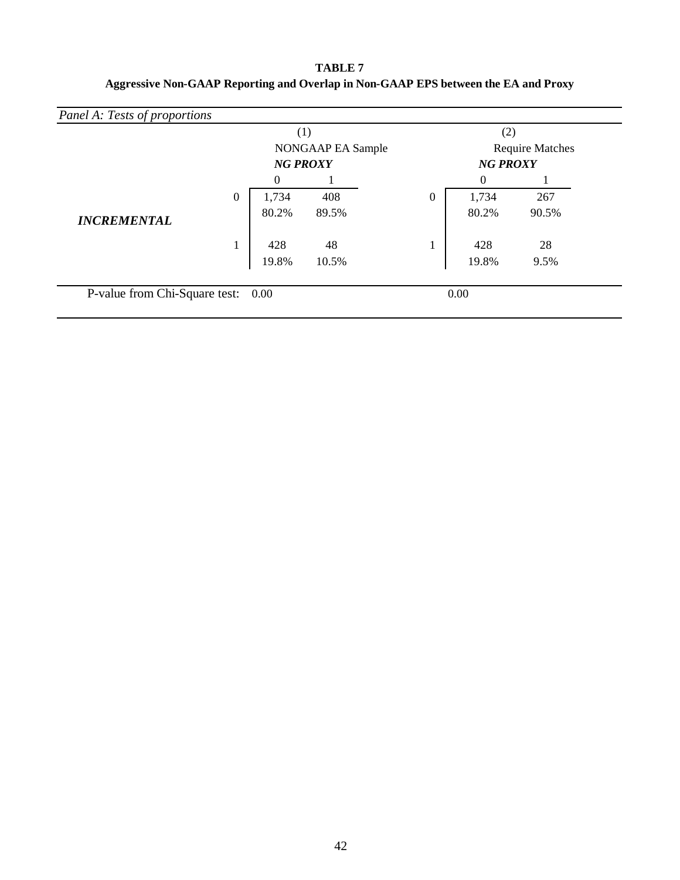**TABLE 7**

**Aggressive Non-GAAP Reporting and Overlap in Non-GAAP EPS between the EA and Proxy**

*Panel A: Tests of proportions*

| | | (1) | | | (2) | |
|---|---|---|---|---|---|---|
| | | NONGAAP EA Sample | | | Require Matches | |
| | | ***NG PROXY*** | | | ***NG PROXY*** | |
| | | 0 | 1 | | 0 | 1 |
| ***INCREMENTAL*** | 0 | 1,734 | 408 | 0 | 1,734 | 267 |
| | | 80.2% | 89.5% | | 80.2% | 90.5% |
| | 1 | 428 | 48 | 1 | 428 | 28 |
| | | 19.8% | 10.5% | | 19.8% | 9.5% |
| P-value from Chi-Square test: | | 0.00 | | | 0.00 | |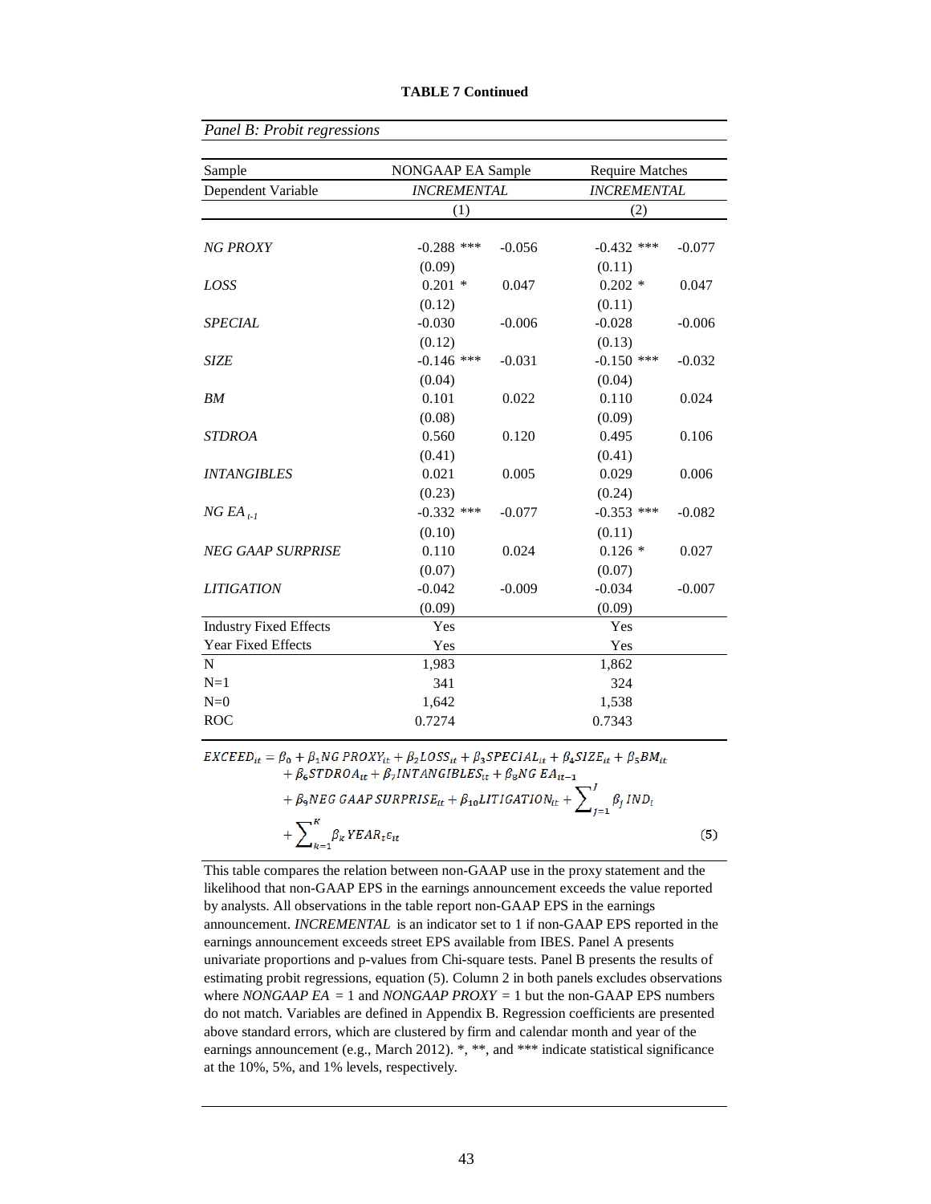**TABLE 7 Continued**

*Panel B: Probit regressions*

| Sample | NONGAAP EA Sample | | Require Matches | |
|---|---|---|---|---|
| Dependent Variable | *INCREMENTAL* | | *INCREMENTAL* | |
| | (1) | | (2) | |
| *NG PROXY* | -0.288 *** | -0.056 | -0.432 *** | -0.077 |
| | (0.09) | | (0.11) | |
| *LOSS* | 0.201 * | 0.047 | 0.202 * | 0.047 |
| | (0.12) | | (0.11) | |
| *SPECIAL* | -0.030 | -0.006 | -0.028 | -0.006 |
| | (0.12) | | (0.13) | |
| *SIZE* | -0.146 *** | -0.031 | -0.150 *** | -0.032 |
| | (0.04) | | (0.04) | |
| *BM* | 0.101 | 0.022 | 0.110 | 0.024 |
| | (0.08) | | (0.09) | |
| *STDROA* | 0.560 | 0.120 | 0.495 | 0.106 |
| | (0.41) | | (0.41) | |
| *INTANGIBLES* | 0.021 | 0.005 | 0.029 | 0.006 |
| | (0.23) | | (0.24) | |
| *NG EA* $_{t-1}$ | -0.332 *** | -0.077 | -0.353 *** | -0.082 |
| | (0.10) | | (0.11) | |
| *NEG GAAP SURPRISE* | 0.110 | 0.024 | 0.126 * | 0.027 |
| | (0.07) | | (0.07) | |
| *LITIGATION* | -0.042 | -0.009 | -0.034 | -0.007 |
| | (0.09) | | (0.09) | |
| Industry Fixed Effects | Yes | | Yes | |
| Year Fixed Effects | Yes | | Yes | |
| N | 1,983 | | 1,862 | |
| N=1 | 341 | | 324 | |
| N=0 | 1,642 | | 1,538 | |
| ROC | 0.7274 | | 0.7343 | |

$$
\begin{aligned}
EXCEED_{it} = {} & \beta_0 + \beta_1 NG\ PROXY_{it} + \beta_2 LOSS_{it} + \beta_3 SPECIAL_{it} + \beta_4 SIZE_{it} + \beta_5 BM_{it} \\
& + \beta_6 STDROA_{it} + \beta_7 INTANGIBLES_{it} + \beta_8 NG\ EA_{it-1} \\
& + \beta_9 NEG\ GAAP\ SURPRISE_{it} + \beta_{10} LITIGATION_{it} + \sum_{j=1}^{J} \beta_j IND_t \\
& + \sum_{k=1}^{K} \beta_k YEAR_t \varepsilon_{it} \qquad (5)
\end{aligned}
$$

This table compares the relation between non-GAAP use in the proxy statement and the likelihood that non-GAAP EPS in the earnings announcement exceeds the value reported by analysts. All observations in the table report non-GAAP EPS in the earnings announcement. *INCREMENTAL* is an indicator set to 1 if non-GAAP EPS reported in the earnings announcement exceeds street EPS available from IBES. Panel A presents univariate proportions and p-values from Chi-square tests. Panel B presents the results of estimating probit regressions, equation (5). Column 2 in both panels excludes observations where *NONGAAP EA* = 1 and *NONGAAP PROXY* = 1 but the non-GAAP EPS numbers do not match. Variables are defined in Appendix B. Regression coefficients are presented above standard errors, which are clustered by firm and calendar month and year of the earnings announcement (e.g., March 2012). *, **, and *** indicate statistical significance at the 10%, 5%, and 1% levels, respectively.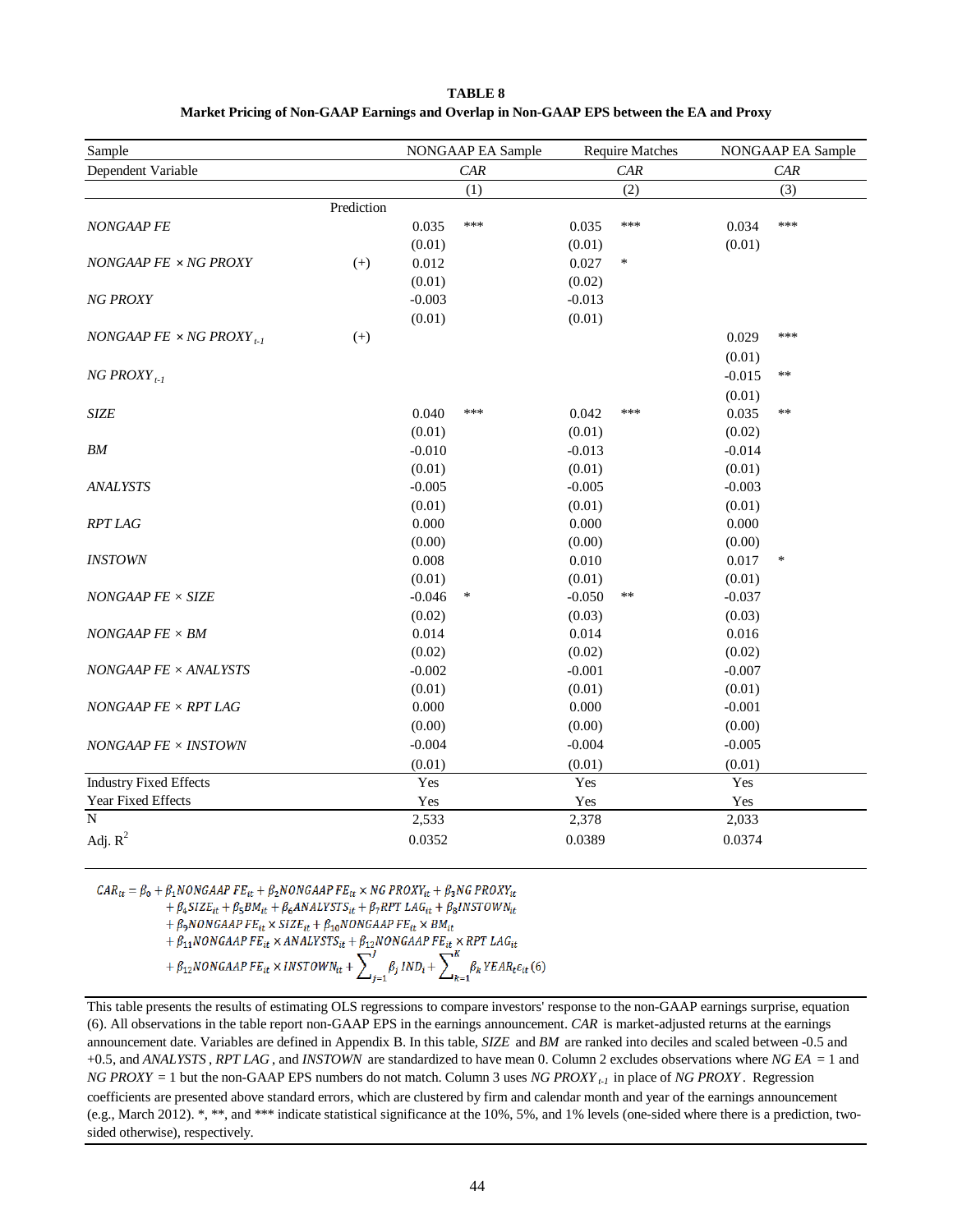**TABLE 8**

**Market Pricing of Non-GAAP Earnings and Overlap in Non-GAAP EPS between the EA and Proxy**

| Sample | | NONGAAP EA Sample | | Require Matches | | NONGAAP EA Sample | |
|---|---|---|---|---|---|---|---|
| Dependent Variable | | *CAR* | | *CAR* | | *CAR* | |
| | | (1) | | (2) | | (3) | |
| | Prediction | | | | | | |
| *NONGAAP FE* | | 0.035 | *** | 0.035 | *** | 0.034 | *** |
| | | (0.01) | | (0.01) | | (0.01) | |
| *NONGAAP FE × NG PROXY* | (+) | 0.012 | | 0.027 | * | | |
| | | (0.01) | | (0.02) | | | |
| *NG PROXY* | | -0.003 | | -0.013 | | | |
| | | (0.01) | | (0.01) | | | |
| *NONGAAP FE × NG PROXY$_{t-1}$* | (+) | | | | | 0.029 | *** |
| | | | | | | (0.01) | |
| *NG PROXY$_{t-1}$* | | | | | | -0.015 | ** |
| | | | | | | (0.01) | |
| *SIZE* | | 0.040 | *** | 0.042 | *** | 0.035 | ** |
| | | (0.01) | | (0.01) | | (0.02) | |
| *BM* | | -0.010 | | -0.013 | | -0.014 | |
| | | (0.01) | | (0.01) | | (0.01) | |
| *ANALYSTS* | | -0.005 | | -0.005 | | -0.003 | |
| | | (0.01) | | (0.01) | | (0.01) | |
| *RPT LAG* | | 0.000 | | 0.000 | | 0.000 | |
| | | (0.00) | | (0.00) | | (0.00) | |
| *INSTOWN* | | 0.008 | | 0.010 | | 0.017 | * |
| | | (0.01) | | (0.01) | | (0.01) | |
| *NONGAAP FE × SIZE* | | -0.046 | * | -0.050 | ** | -0.037 | |
| | | (0.02) | | (0.03) | | (0.03) | |
| *NONGAAP FE × BM* | | 0.014 | | 0.014 | | 0.016 | |
| | | (0.02) | | (0.02) | | (0.02) | |
| *NONGAAP FE × ANALYSTS* | | -0.002 | | -0.001 | | -0.007 | |
| | | (0.01) | | (0.01) | | (0.01) | |
| *NONGAAP FE × RPT LAG* | | 0.000 | | 0.000 | | -0.001 | |
| | | (0.00) | | (0.00) | | (0.00) | |
| *NONGAAP FE × INSTOWN* | | -0.004 | | -0.004 | | -0.005 | |
| | | (0.01) | | (0.01) | | (0.01) | |
| Industry Fixed Effects | | Yes | | Yes | | Yes | |
| Year Fixed Effects | | Yes | | Yes | | Yes | |
| N | | 2,533 | | 2,378 | | 2,033 | |
| Adj. $R^2$ | | 0.0352 | | 0.0389 | | 0.0374 | |

$$
\begin{aligned}
CAR_{it} = \beta_0 &+ \beta_1 NONGAAP\ FE_{it} + \beta_2 NONGAAP\ FE_{it} \times NG\ PROXY_{it} + \beta_3 NG\ PROXY_{it} \\
&+ \beta_4 SIZE_{it} + \beta_5 BM_{it} + \beta_6 ANALYSTS_{it} + \beta_7 RPT\ LAG_{it} + \beta_8 INSTOWN_{it} \\
&+ \beta_9 NONGAAP\ FE_{it} \times SIZE_{it} + \beta_{10} NONGAAP\ FE_{it} \times BM_{it} \\
&+ \beta_{11} NONGAAP\ FE_{it} \times ANALYSTS_{it} + \beta_{12} NONGAAP\ FE_{it} \times RPT\ LAG_{it} \\
&+ \beta_{12} NONGAAP\ FE_{it} \times INSTOWN_{it} + \sum_{j=1}^{J} \beta_j IND_i + \sum_{k=1}^{K} \beta_k YEAR_t \epsilon_{it} \quad (6)
\end{aligned}
$$

This table presents the results of estimating OLS regressions to compare investors' response to the non-GAAP earnings surprise, equation (6). All observations in the table report non-GAAP EPS in the earnings announcement. *CAR* is market-adjusted returns at the earnings announcement date. Variables are defined in Appendix B. In this table, *SIZE* and *BM* are ranked into deciles and scaled between -0.5 and +0.5, and *ANALYSTS*, *RPT LAG*, and *INSTOWN* are standardized to have mean 0. Column 2 excludes observations where *NG EA* = 1 and *NG PROXY* = 1 but the non-GAAP EPS numbers do not match. Column 3 uses *NG PROXY$_{t-1}$* in place of *NG PROXY*. Regression coefficients are presented above standard errors, which are clustered by firm and calendar month and year of the earnings announcement (e.g., March 2012). *, **, and *** indicate statistical significance at the 10%, 5%, and 1% levels (one-sided where there is a prediction, two-sided otherwise), respectively.